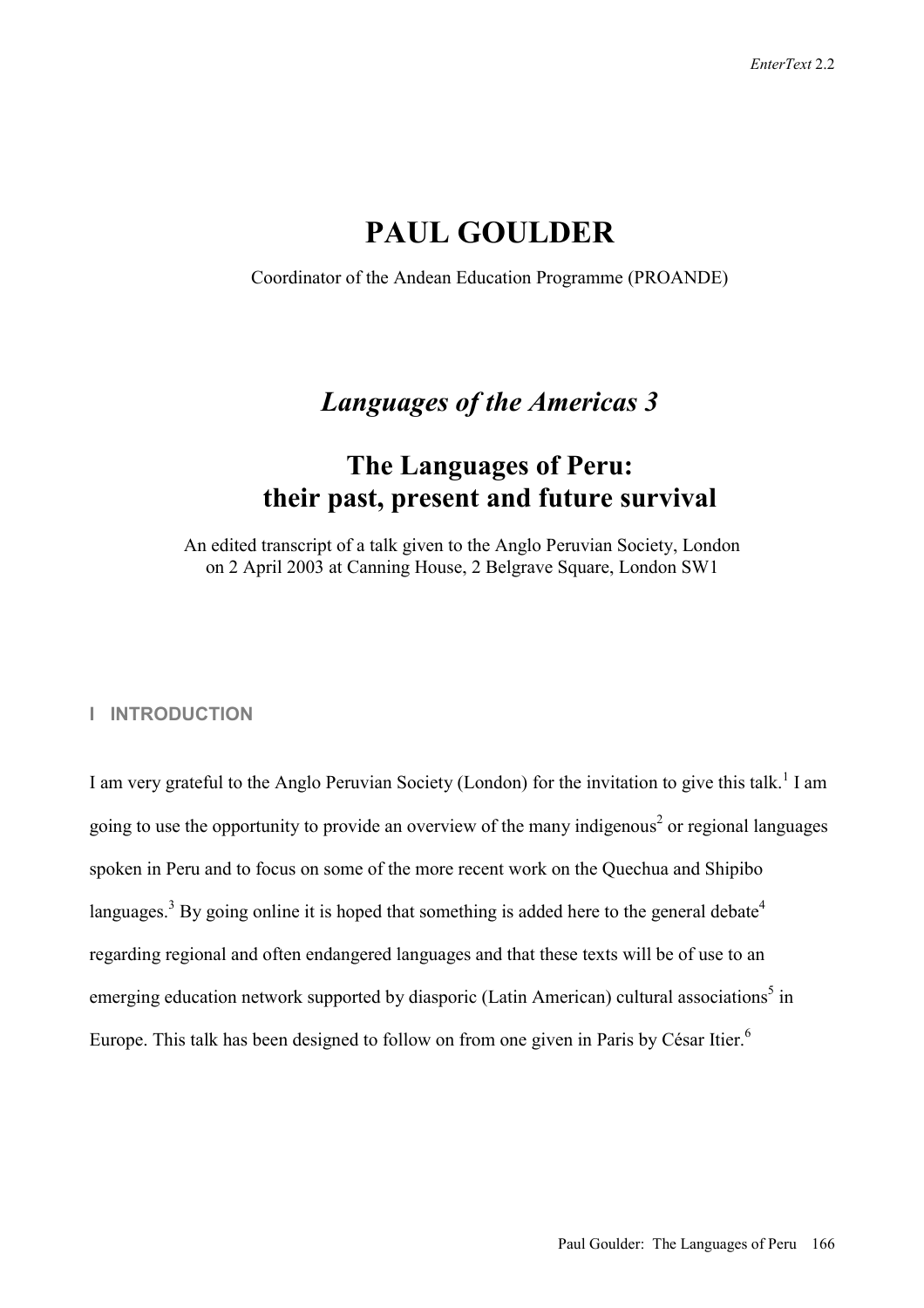# PAUL GOULDER

Coordinator of the Andean Education Programme (PROANDE)

## *Languages of the Americas 3*

## The Languages of Peru: their past, present and future survival

An edited transcript of a talk given to the Anglo Peruvian Society, London on 2 April 2003 at Canning House, 2 Belgrave Square, London SW1

### I INTRODUCTION

I am very grateful to the Anglo Peruvian Society (London) for the invitation to give this talk.[1] I am going to use the opportunity to provide an overview of the many indigenous[2] or regional languages spoken in Peru and to focus on some of the more recent work on the Quechua and Shipibo languages.[3] By going online it is hoped that something is added here to the general debate[4] regarding regional and often endangered languages and that these texts will be of use to an emerging education network supported by diasporic (Latin American) cultural associations[5] in Europe. This talk has been designed to follow on from one given in Paris by César Itier.[6]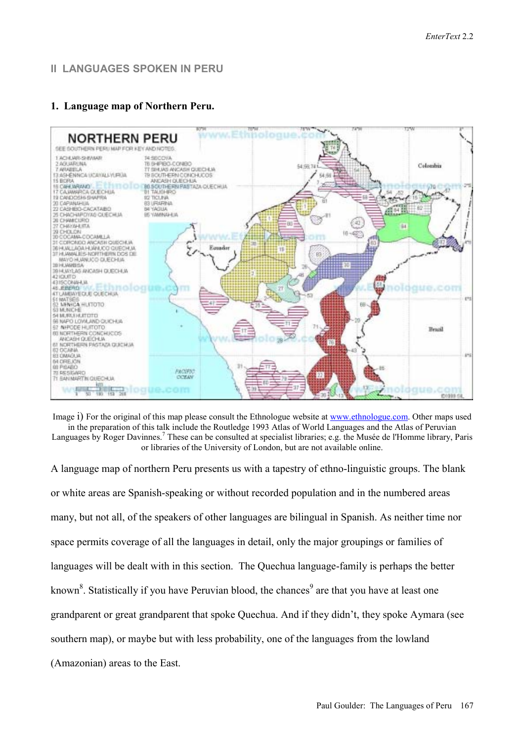## II LANGUAGES SPOKEN IN PERU

### 1. Language map of Northern Peru.

Image i) For the original of this map please consult the Ethnologue website at www.ethnologue.com. Other maps used in the preparation of this talk include the Routledge 1993 Atlas of World Languages and the Atlas of Peruvian Languages by Roger Davinnes.[7] These can be consulted at specialist libraries; e.g. the Musée de l'Homme library, Paris or libraries of the University of London, but are not available online.

A language map of northern Peru presents us with a tapestry of ethno-linguistic groups. The blank or white areas are Spanish-speaking or without recorded population and in the numbered areas many, but not all, of the speakers of other languages are bilingual in Spanish. As neither time nor space permits coverage of all the languages in detail, only the major groupings or families of languages will be dealt with in this section. The Quechua language-family is perhaps the better known[8]. Statistically if you have Peruvian blood, the chances[9] are that you have at least one grandparent or great grandparent that spoke Quechua. And if they didn't, they spoke Aymara (see southern map), or maybe but with less probability, one of the languages from the lowland (Amazonian) areas to the East.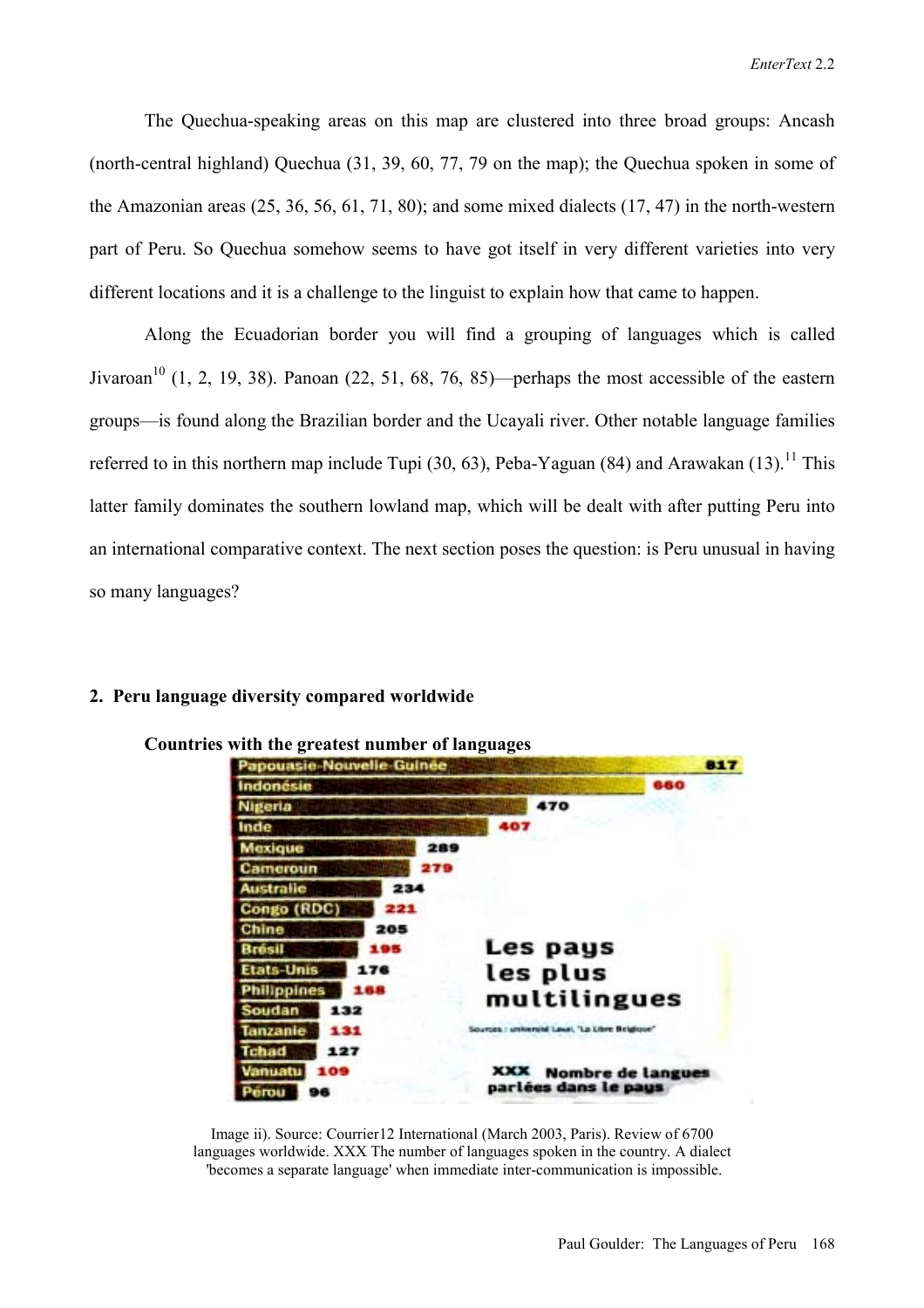The Quechua-speaking areas on this map are clustered into three broad groups: Ancash (north-central highland) Quechua (31, 39, 60, 77, 79 on the map); the Quechua spoken in some of the Amazonian areas (25, 36, 56, 61, 71, 80); and some mixed dialects (17, 47) in the north-western part of Peru. So Quechua somehow seems to have got itself in very different varieties into very different locations and it is a challenge to the linguist to explain how that came to happen.

Along the Ecuadorian border you will find a grouping of languages which is called Jivaroan[10] (1, 2, 19, 38). Panoan (22, 51, 68, 76, 85)—perhaps the most accessible of the eastern groups—is found along the Brazilian border and the Ucayali river. Other notable language families referred to in this northern map include Tupi (30, 63), Peba-Yaguan (84) and Arawakan (13).[11] This latter family dominates the southern lowland map, which will be dealt with after putting Peru into an international comparative context. The next section poses the question: is Peru unusual in having so many languages?

## 2. Peru language diversity compared worldwide

**Countries with the greatest number of languages**

Les pays les plus multilingues

| Pays | Nombre de langues parlées dans le pays |
| --- | --- |
| Papouasie-Nouvelle-Guinée | 817 |
| Indonésie | 660 |
| Nigeria | 470 |
| Inde | 407 |
| Mexique | 289 |
| Cameroun | 279 |
| Australie | 234 |
| Congo (RDC) | 221 |
| Chine | 205 |
| Brésil | 195 |
| Etats-Unis | 176 |
| Philippines | 168 |
| Soudan | 132 |
| Tanzanie | 131 |
| Tchad | 127 |
| Vanuatu | 109 |
| Pérou | 96 |

Sources : université Laval, "La Libre Belgique"

Image ii). Source: Courrier[12] International (March 2003, Paris). Review of 6700 languages worldwide. XXX The number of languages spoken in the country. A dialect 'becomes a separate language' when immediate inter-communication is impossible.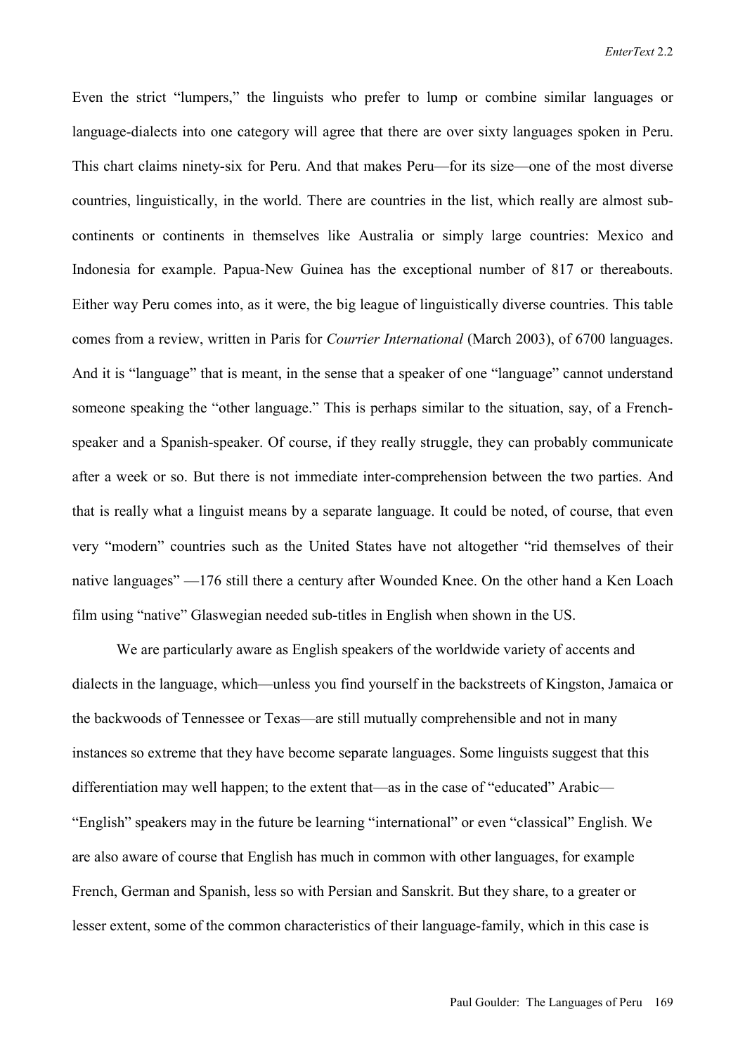Even the strict "lumpers," the linguists who prefer to lump or combine similar languages or language-dialects into one category will agree that there are over sixty languages spoken in Peru. This chart claims ninety-six for Peru. And that makes Peru—for its size—one of the most diverse countries, linguistically, in the world. There are countries in the list, which really are almost sub-continents or continents in themselves like Australia or simply large countries: Mexico and Indonesia for example. Papua-New Guinea has the exceptional number of 817 or thereabouts. Either way Peru comes into, as it were, the big league of linguistically diverse countries. This table comes from a review, written in Paris for *Courrier International* (March 2003), of 6700 languages. And it is "language" that is meant, in the sense that a speaker of one "language" cannot understand someone speaking the "other language." This is perhaps similar to the situation, say, of a French-speaker and a Spanish-speaker. Of course, if they really struggle, they can probably communicate after a week or so. But there is not immediate inter-comprehension between the two parties. And that is really what a linguist means by a separate language. It could be noted, of course, that even very "modern" countries such as the United States have not altogether "rid themselves of their native languages" —176 still there a century after Wounded Knee. On the other hand a Ken Loach film using "native" Glaswegian needed sub-titles in English when shown in the US.

We are particularly aware as English speakers of the worldwide variety of accents and dialects in the language, which—unless you find yourself in the backstreets of Kingston, Jamaica or the backwoods of Tennessee or Texas—are still mutually comprehensible and not in many instances so extreme that they have become separate languages. Some linguists suggest that this differentiation may well happen; to the extent that—as in the case of "educated" Arabic—"English" speakers may in the future be learning "international" or even "classical" English. We are also aware of course that English has much in common with other languages, for example French, German and Spanish, less so with Persian and Sanskrit. But they share, to a greater or lesser extent, some of the common characteristics of their language-family, which in this case is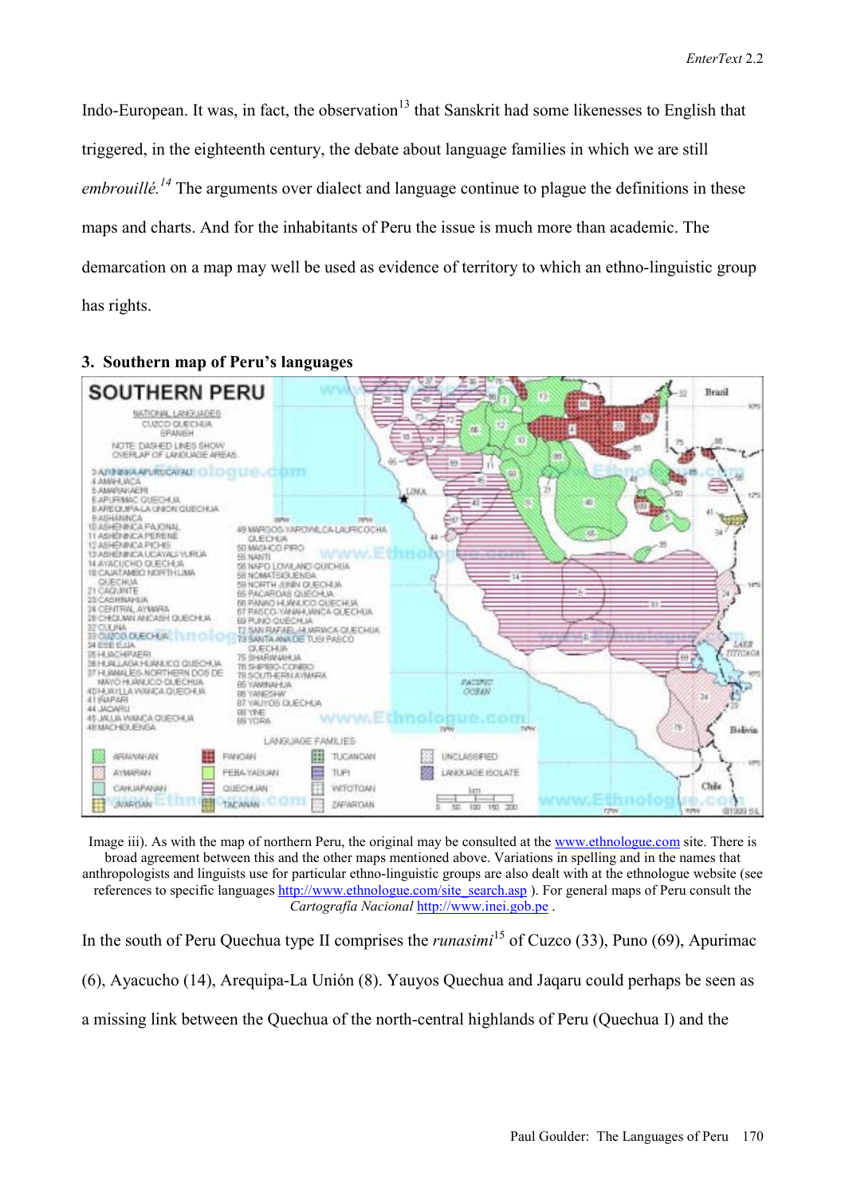Indo-European. It was, in fact, the observation[13] that Sanskrit had some likenesses to English that triggered, in the eighteenth century, the debate about language families in which we are still *embrouillé.*[14] The arguments over dialect and language continue to plague the definitions in these maps and charts. And for the inhabitants of Peru the issue is much more than academic. The demarcation on a map may well be used as evidence of territory to which an ethno-linguistic group has rights.

### 3. Southern map of Peru's languages

Image iii). As with the map of northern Peru, the original may be consulted at the www.ethnologue.com site. There is broad agreement between this and the other maps mentioned above. Variations in spelling and in the names that anthropologists and linguists use for particular ethno-linguistic groups are also dealt with at the ethnologue website (see references to specific languages http://www.ethnologue.com/site_search.asp ). For general maps of Peru consult the *Cartografía Nacional* http://www.inei.gob.pe .

In the south of Peru Quechua type II comprises the *runasimi*[15] of Cuzco (33), Puno (69), Apurimac (6), Ayacucho (14), Arequipa-La Unión (8). Yauyos Quechua and Jaqaru could perhaps be seen as a missing link between the Quechua of the north-central highlands of Peru (Quechua I) and the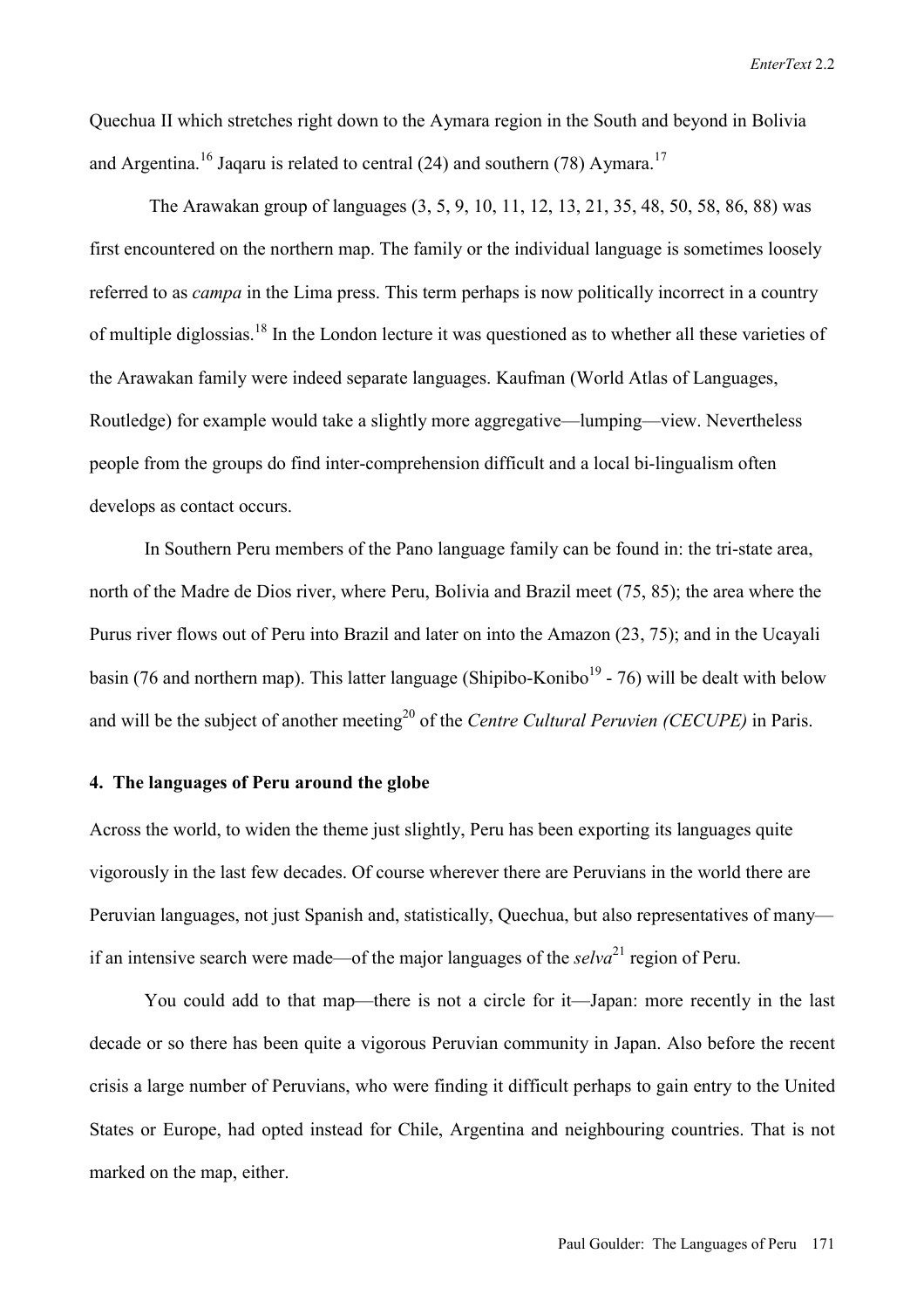Quechua II which stretches right down to the Aymara region in the South and beyond in Bolivia and Argentina.[16] Jaqaru is related to central (24) and southern (78) Aymara.[17]

The Arawakan group of languages (3, 5, 9, 10, 11, 12, 13, 21, 35, 48, 50, 58, 86, 88) was first encountered on the northern map. The family or the individual language is sometimes loosely referred to as *campa* in the Lima press. This term perhaps is now politically incorrect in a country of multiple diglossias.[18] In the London lecture it was questioned as to whether all these varieties of the Arawakan family were indeed separate languages. Kaufman (World Atlas of Languages, Routledge) for example would take a slightly more aggregative—lumping—view. Nevertheless people from the groups do find inter-comprehension difficult and a local bi-lingualism often develops as contact occurs.

In Southern Peru members of the Pano language family can be found in: the tri-state area, north of the Madre de Dios river, where Peru, Bolivia and Brazil meet (75, 85); the area where the Purus river flows out of Peru into Brazil and later on into the Amazon (23, 75); and in the Ucayali basin (76 and northern map). This latter language (Shipibo-Konibo[19] - 76) will be dealt with below and will be the subject of another meeting[20] of the *Centre Cultural Peruvien (CECUPE)* in Paris.

#### 4. The languages of Peru around the globe

Across the world, to widen the theme just slightly, Peru has been exporting its languages quite vigorously in the last few decades. Of course wherever there are Peruvians in the world there are Peruvian languages, not just Spanish and, statistically, Quechua, but also representatives of many—if an intensive search were made—of the major languages of the *selva*[21] region of Peru.

You could add to that map—there is not a circle for it—Japan: more recently in the last decade or so there has been quite a vigorous Peruvian community in Japan. Also before the recent crisis a large number of Peruvians, who were finding it difficult perhaps to gain entry to the United States or Europe, had opted instead for Chile, Argentina and neighbouring countries. That is not marked on the map, either.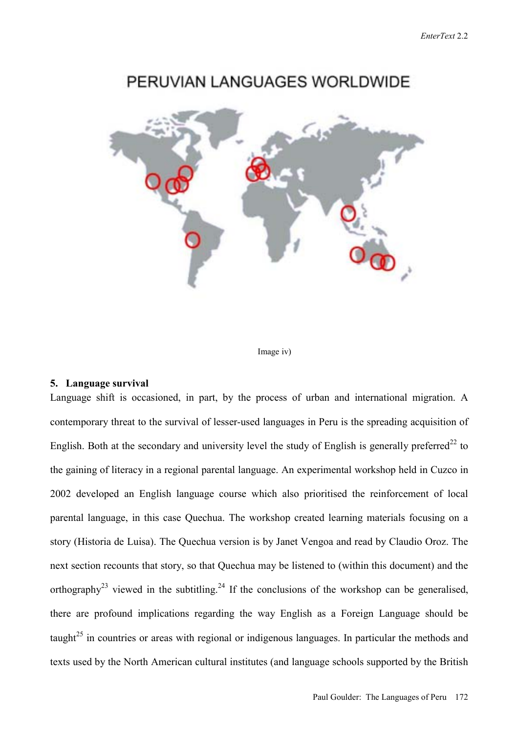PERUVIAN LANGUAGES WORLDWIDE

Image iv)

### 5. Language survival

Language shift is occasioned, in part, by the process of urban and international migration. A contemporary threat to the survival of lesser-used languages in Peru is the spreading acquisition of English. Both at the secondary and university level the study of English is generally preferred[22] to the gaining of literacy in a regional parental language. An experimental workshop held in Cuzco in 2002 developed an English language course which also prioritised the reinforcement of local parental language, in this case Quechua. The workshop created learning materials focusing on a story (Historia de Luisa). The Quechua version is by Janet Vengoa and read by Claudio Oroz. The next section recounts that story, so that Quechua may be listened to (within this document) and the orthography[23] viewed in the subtitling.[24] If the conclusions of the workshop can be generalised, there are profound implications regarding the way English as a Foreign Language should be taught[25] in countries or areas with regional or indigenous languages. In particular the methods and texts used by the North American cultural institutes (and language schools supported by the British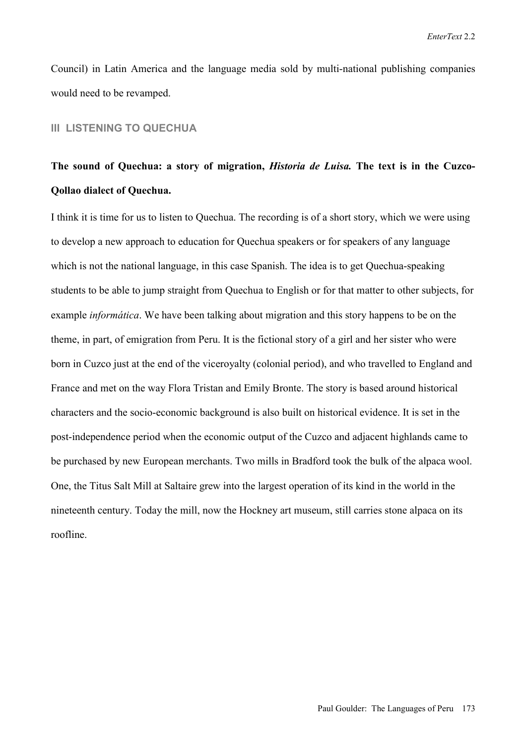Council) in Latin America and the language media sold by multi-national publishing companies would need to be revamped.

## III LISTENING TO QUECHUA

**The sound of Quechua: a story of migration, *Historia de Luisa.* The text is in the Cuzco-Qollao dialect of Quechua.**

I think it is time for us to listen to Quechua. The recording is of a short story, which we were using to develop a new approach to education for Quechua speakers or for speakers of any language which is not the national language, in this case Spanish. The idea is to get Quechua-speaking students to be able to jump straight from Quechua to English or for that matter to other subjects, for example *informática*. We have been talking about migration and this story happens to be on the theme, in part, of emigration from Peru. It is the fictional story of a girl and her sister who were born in Cuzco just at the end of the viceroyalty (colonial period), and who travelled to England and France and met on the way Flora Tristan and Emily Bronte. The story is based around historical characters and the socio-economic background is also built on historical evidence. It is set in the post-independence period when the economic output of the Cuzco and adjacent highlands came to be purchased by new European merchants. Two mills in Bradford took the bulk of the alpaca wool. One, the Titus Salt Mill at Saltaire grew into the largest operation of its kind in the world in the nineteenth century. Today the mill, now the Hockney art museum, still carries stone alpaca on its roofline.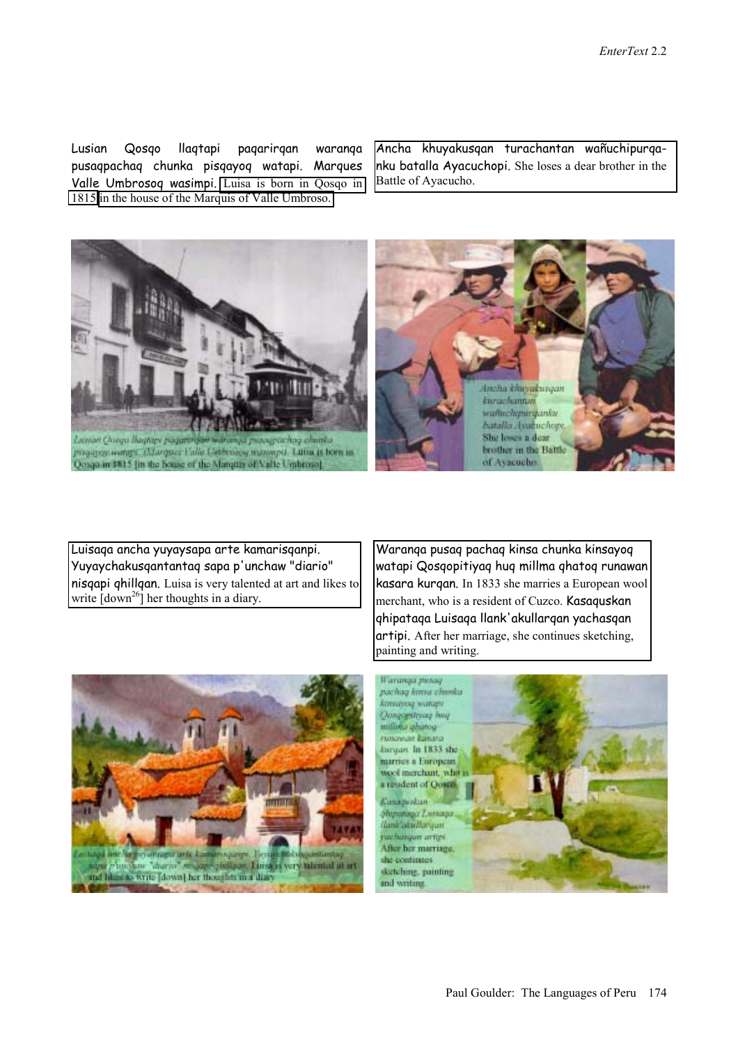Lusian Qosqo llaqtapi paqarirqan waranqa pusaqpachaq chunka pisqayoq watapi. Marques Valle Umbrosoq wasimpi. Luisa is born in Qosqo in 1815 in the house of the Marquis of Valle Umbroso.

Ancha khuyakusqan turachantan wañuchipurqa-nku batalla Ayacuchopi. She loses a dear brother in the Battle of Ayacucho.

Luisaqa ancha yuyaysapa arte kamarisqanpi. Yuyaychakusqantantaq sapa p'unchaw "diario" nisqapi qhillqan. Luisa is very talented at art and likes to write [down[26]] her thoughts in a diary.

Waranqa pusaq pachaq kinsa chunka kinsayoq watapi Qosqopitiyaq huq millma qhatoq runawan kasara kurqan. In 1833 she marries a European wool merchant, who is a resident of Cuzco. Kasaquskan qhipataqa Luisaqa llank'akullarqan yachasqan artipi. After her marriage, she continues sketching, painting and writing.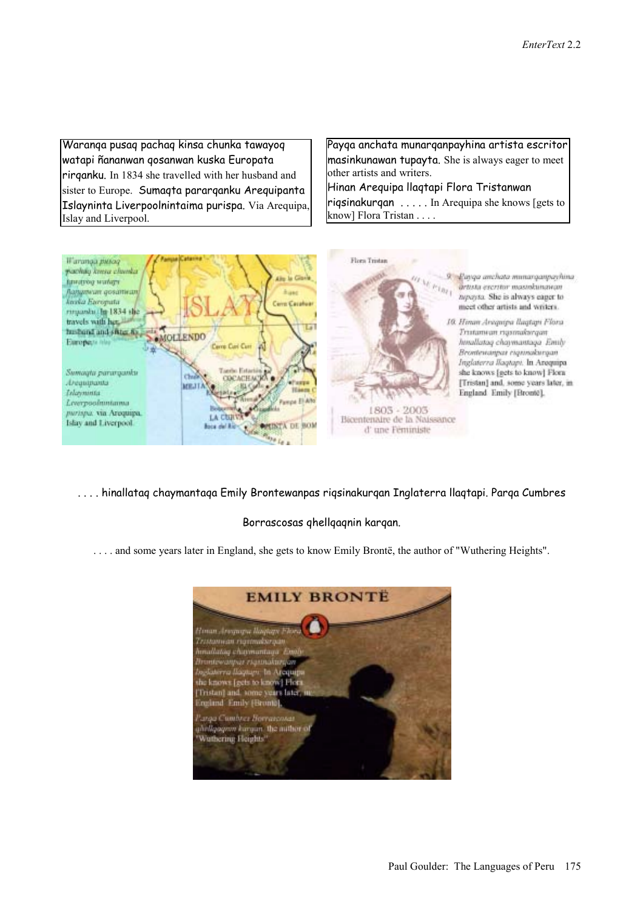Waranqa pusaq pachaq kinsa chunka tawayoq watapi ñananwan qosanwan kuska Europata rirqanku. In 1834 she travelled with her husband and sister to Europe. Sumaqta pararqanku Arequipanta Islayninta Liverpoolnintaima purispa. Via Arequipa, Islay and Liverpool.

Payqa anchata munarqanpayhina artista escritor masinkunawan tupayta. She is always eager to meet other artists and writers.
Hinan Arequipa llaqtapi Flora Tristanwan riqsinakurqan . . . . . In Arequipa she knows [gets to know] Flora Tristan . . . .

. . . . hinallataq chaymantaqa Emily Brontewanpas riqsinakurqan Inglaterra llaqtapi. Parqa Cumbres Borrascosas qhellqaqnin karqan.

. . . . and some years later in England, she gets to know Emily Brontë, the author of "Wuthering Heights".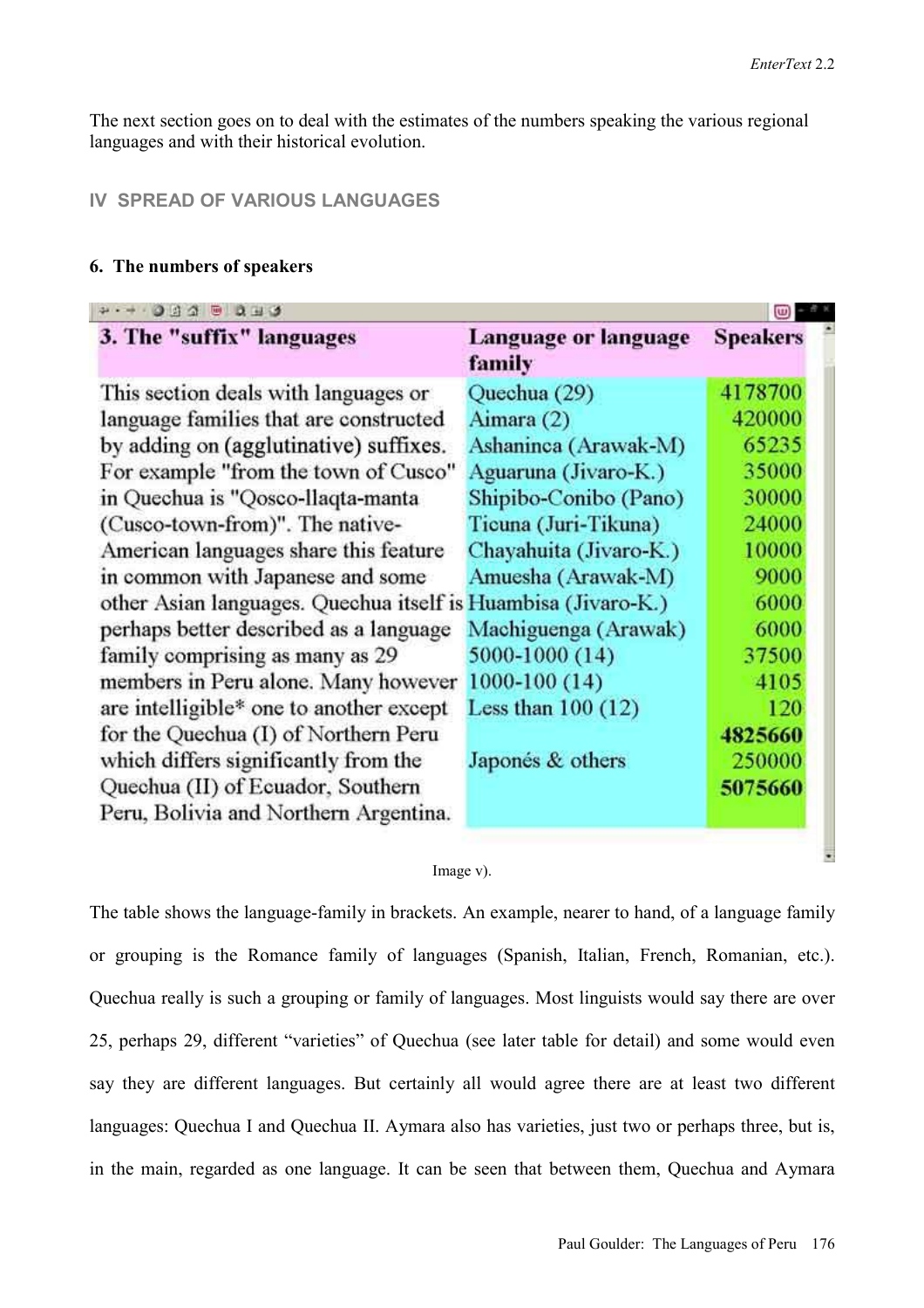The next section goes on to deal with the estimates of the numbers speaking the various regional languages and with their historical evolution.

## IV SPREAD OF VARIOUS LANGUAGES

### 6. The numbers of speakers

| 3. The "suffix" languages | Language or language family | Speakers |
|---|---|---|
| This section deals with languages or language families that are constructed by adding on (agglutinative) suffixes. For example "from the town of Cusco" in Quechua is "Qosco-llaqta-manta (Cusco-town-from)". The native-American languages share this feature in common with Japanese and some other Asian languages. Quechua itself is perhaps better described as a language family comprising as many as 29 members in Peru alone. Many however are intelligible* one to another except for the Quechua (I) of Northern Peru which differs significantly from the Quechua (II) of Ecuador, Southern Peru, Bolivia and Northern Argentina. | Quechua (29) | 4178700 |
| | Aimara (2) | 420000 |
| | Ashaninca (Arawak-M) | 65235 |
| | Aguaruna (Jivaro-K.) | 35000 |
| | Shipibo-Conibo (Pano) | 30000 |
| | Ticuna (Juri-Tikuna) | 24000 |
| | Chayahuita (Jivaro-K.) | 10000 |
| | Amuesha (Arawak-M) | 9000 |
| | Huambisa (Jivaro-K.) | 6000 |
| | Machiguenga (Arawak) | 6000 |
| | 5000-1000 (14) | 37500 |
| | 1000-100 (14) | 4105 |
| | Less than 100 (12) | 120 |
| | | **4825660** |
| | Japonés & others | 250000 |
| | | **5075660** |

Image v).

The table shows the language-family in brackets. An example, nearer to hand, of a language family or grouping is the Romance family of languages (Spanish, Italian, French, Romanian, etc.). Quechua really is such a grouping or family of languages. Most linguists would say there are over 25, perhaps 29, different "varieties" of Quechua (see later table for detail) and some would even say they are different languages. But certainly all would agree there are at least two different languages: Quechua I and Quechua II. Aymara also has varieties, just two or perhaps three, but is, in the main, regarded as one language. It can be seen that between them, Quechua and Aymara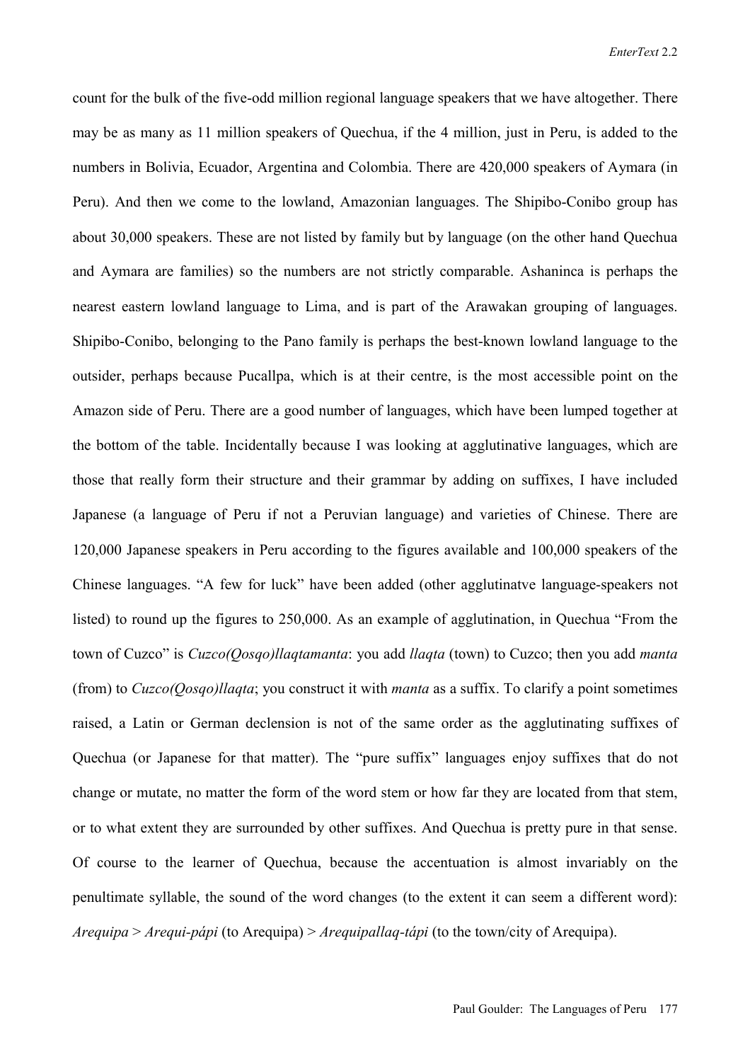count for the bulk of the five-odd million regional language speakers that we have altogether. There may be as many as 11 million speakers of Quechua, if the 4 million, just in Peru, is added to the numbers in Bolivia, Ecuador, Argentina and Colombia. There are 420,000 speakers of Aymara (in Peru). And then we come to the lowland, Amazonian languages. The Shipibo-Conibo group has about 30,000 speakers. These are not listed by family but by language (on the other hand Quechua and Aymara are families) so the numbers are not strictly comparable. Ashaninca is perhaps the nearest eastern lowland language to Lima, and is part of the Arawakan grouping of languages. Shipibo-Conibo, belonging to the Pano family is perhaps the best-known lowland language to the outsider, perhaps because Pucallpa, which is at their centre, is the most accessible point on the Amazon side of Peru. There are a good number of languages, which have been lumped together at the bottom of the table. Incidentally because I was looking at agglutinative languages, which are those that really form their structure and their grammar by adding on suffixes, I have included Japanese (a language of Peru if not a Peruvian language) and varieties of Chinese. There are 120,000 Japanese speakers in Peru according to the figures available and 100,000 speakers of the Chinese languages. "A few for luck" have been added (other agglutinatve language-speakers not listed) to round up the figures to 250,000. As an example of agglutination, in Quechua "From the town of Cuzco" is *Cuzco(Qosqo)llaqtamanta*: you add *llaqta* (town) to Cuzco; then you add *manta* (from) to *Cuzco(Qosqo)llaqta*; you construct it with *manta* as a suffix. To clarify a point sometimes raised, a Latin or German declension is not of the same order as the agglutinating suffixes of Quechua (or Japanese for that matter). The "pure suffix" languages enjoy suffixes that do not change or mutate, no matter the form of the word stem or how far they are located from that stem, or to what extent they are surrounded by other suffixes. And Quechua is pretty pure in that sense. Of course to the learner of Quechua, because the accentuation is almost invariably on the penultimate syllable, the sound of the word changes (to the extent it can seem a different word): *Arequipa* > *Arequi-pápi* (to Arequipa) > *Arequipallaq-tápi* (to the town/city of Arequipa).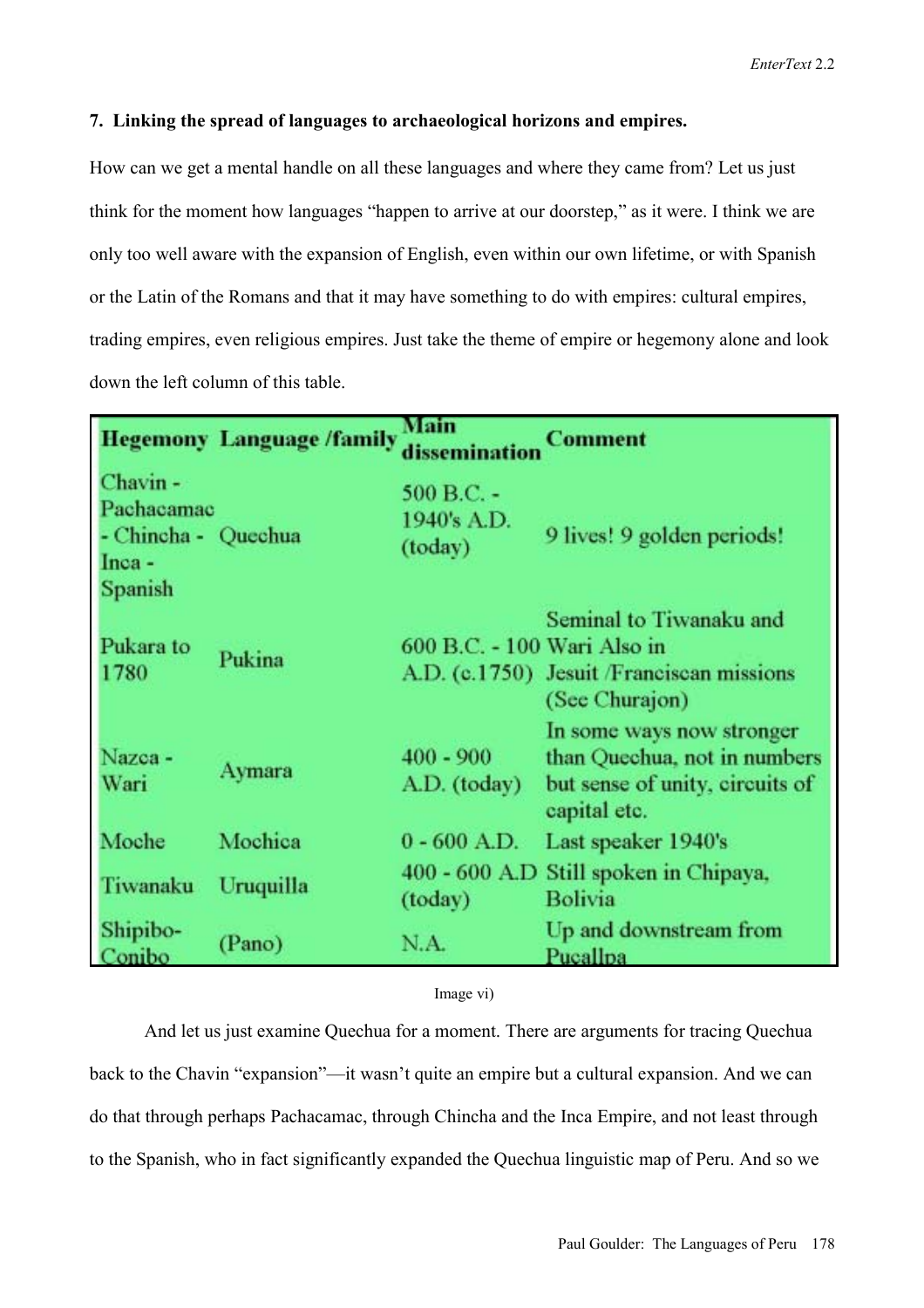**7. Linking the spread of languages to archaeological horizons and empires.**

How can we get a mental handle on all these languages and where they came from? Let us just think for the moment how languages "happen to arrive at our doorstep," as it were. I think we are only too well aware with the expansion of English, even within our own lifetime, or with Spanish or the Latin of the Romans and that it may have something to do with empires: cultural empires, trading empires, even religious empires. Just take the theme of empire or hegemony alone and look down the left column of this table.

| Hegemony | Language /family | Main dissemination | Comment |
|---|---|---|---|
| Chavin - Pachacamac - Chincha - Inca - Spanish | Quechua | 500 B.C. - 1940's A.D. (today) | 9 lives! 9 golden periods! |
| Pukara to 1780 | Pukina | 600 B.C. - 100 A.D. (c.1750) | Seminal to Tiwanaku and Wari Also in Jesuit /Franciscan missions (See Churajon) |
| Nazca - Wari | Aymara | 400 - 900 A.D. (today) | In some ways now stronger than Quechua, not in numbers but sense of unity, circuits of capital etc. |
| Moche | Mochica | 0 - 600 A.D. | Last speaker 1940's |
| Tiwanaku | Uruquilla | 400 - 600 A.D (today) | Still spoken in Chipaya, Bolivia |
| Shipibo-Conibo | (Pano) | N.A. | Up and downstream from Pucallpa |

Image vi)

And let us just examine Quechua for a moment. There are arguments for tracing Quechua back to the Chavin "expansion"—it wasn't quite an empire but a cultural expansion. And we can do that through perhaps Pachacamac, through Chincha and the Inca Empire, and not least through to the Spanish, who in fact significantly expanded the Quechua linguistic map of Peru. And so we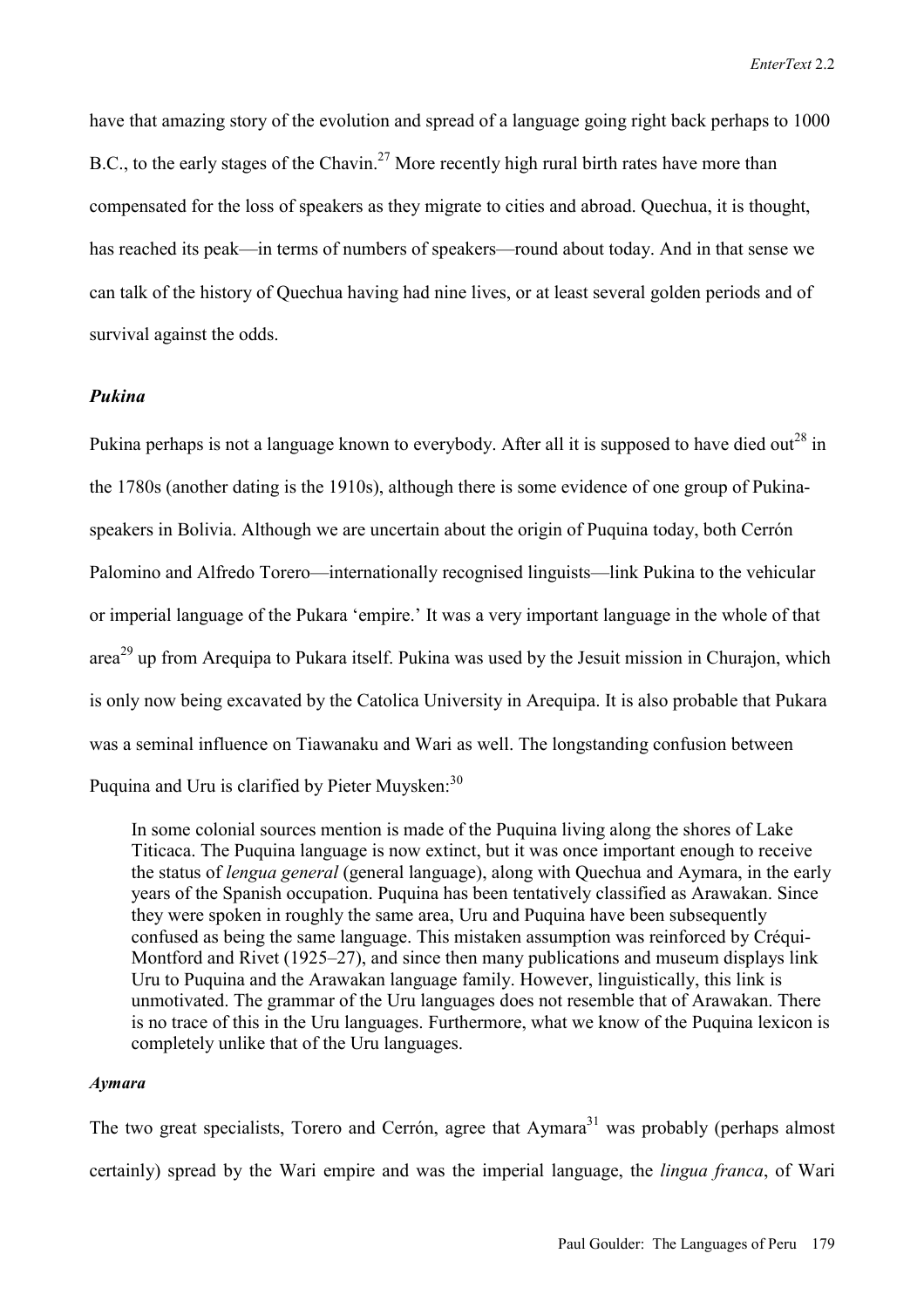have that amazing story of the evolution and spread of a language going right back perhaps to 1000 B.C., to the early stages of the Chavin.[27] More recently high rural birth rates have more than compensated for the loss of speakers as they migrate to cities and abroad. Quechua, it is thought, has reached its peak—in terms of numbers of speakers—round about today. And in that sense we can talk of the history of Quechua having had nine lives, or at least several golden periods and of survival against the odds.

### *Pukina*

Pukina perhaps is not a language known to everybody. After all it is supposed to have died out[28] in the 1780s (another dating is the 1910s), although there is some evidence of one group of Pukina-speakers in Bolivia. Although we are uncertain about the origin of Puquina today, both Cerrón Palomino and Alfredo Torero—internationally recognised linguists—link Pukina to the vehicular or imperial language of the Pukara 'empire.' It was a very important language in the whole of that area[29] up from Arequipa to Pukara itself. Pukina was used by the Jesuit mission in Churajon, which is only now being excavated by the Catolica University in Arequipa. It is also probable that Pukara was a seminal influence on Tiawanaku and Wari as well. The longstanding confusion between Puquina and Uru is clarified by Pieter Muysken:[30]

> In some colonial sources mention is made of the Puquina living along the shores of Lake Titicaca. The Puquina language is now extinct, but it was once important enough to receive the status of *lengua general* (general language), along with Quechua and Aymara, in the early years of the Spanish occupation. Puquina has been tentatively classified as Arawakan. Since they were spoken in roughly the same area, Uru and Puquina have been subsequently confused as being the same language. This mistaken assumption was reinforced by Créqui-Montford and Rivet (1925–27), and since then many publications and museum displays link Uru to Puquina and the Arawakan language family. However, linguistically, this link is unmotivated. The grammar of the Uru languages does not resemble that of Arawakan. There is no trace of this in the Uru languages. Furthermore, what we know of the Puquina lexicon is completely unlike that of the Uru languages.

### *Aymara*

The two great specialists, Torero and Cerrón, agree that Aymara[31] was probably (perhaps almost certainly) spread by the Wari empire and was the imperial language, the *lingua franca*, of Wari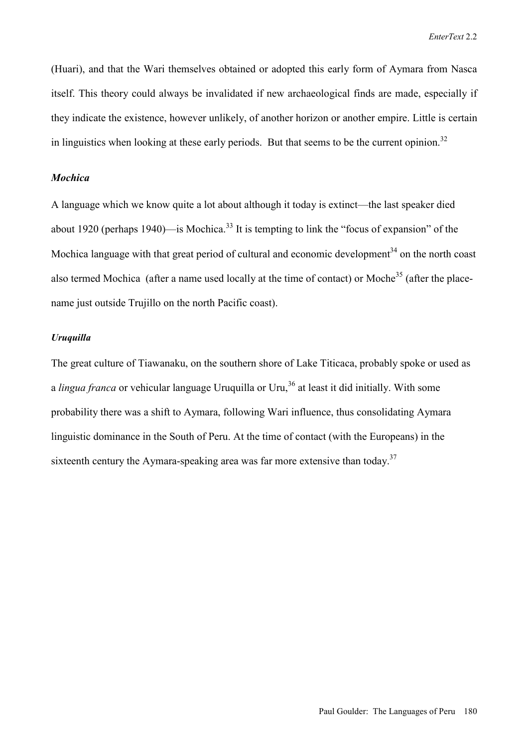(Huari), and that the Wari themselves obtained or adopted this early form of Aymara from Nasca itself. This theory could always be invalidated if new archaeological finds are made, especially if they indicate the existence, however unlikely, of another horizon or another empire. Little is certain in linguistics when looking at these early periods. But that seems to be the current opinion.[32]

### *Mochica*

A language which we know quite a lot about although it today is extinct—the last speaker died about 1920 (perhaps 1940)—is Mochica.[33] It is tempting to link the "focus of expansion" of the Mochica language with that great period of cultural and economic development[34] on the north coast also termed Mochica (after a name used locally at the time of contact) or Moche[35] (after the place-name just outside Trujillo on the north Pacific coast).

### *Uruquilla*

The great culture of Tiawanaku, on the southern shore of Lake Titicaca, probably spoke or used as a *lingua franca* or vehicular language Uruquilla or Uru,[36] at least it did initially. With some probability there was a shift to Aymara, following Wari influence, thus consolidating Aymara linguistic dominance in the South of Peru. At the time of contact (with the Europeans) in the sixteenth century the Aymara-speaking area was far more extensive than today.[37]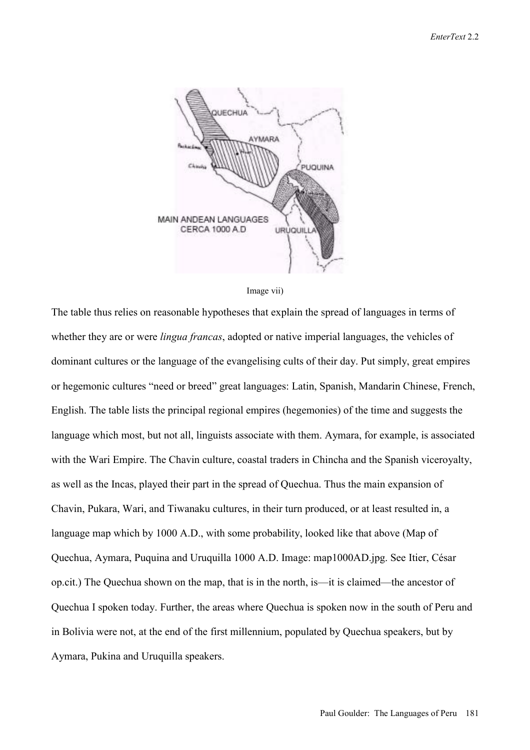Image vii)

The table thus relies on reasonable hypotheses that explain the spread of languages in terms of whether they are or were *lingua francas*, adopted or native imperial languages, the vehicles of dominant cultures or the language of the evangelising cults of their day. Put simply, great empires or hegemonic cultures "need or breed" great languages: Latin, Spanish, Mandarin Chinese, French, English. The table lists the principal regional empires (hegemonies) of the time and suggests the language which most, but not all, linguists associate with them. Aymara, for example, is associated with the Wari Empire. The Chavin culture, coastal traders in Chincha and the Spanish viceroyalty, as well as the Incas, played their part in the spread of Quechua. Thus the main expansion of Chavin, Pukara, Wari, and Tiwanaku cultures, in their turn produced, or at least resulted in, a language map which by 1000 A.D., with some probability, looked like that above (Map of Quechua, Aymara, Puquina and Uruquilla 1000 A.D. Image: map1000AD.jpg. See Itier, César op.cit.) The Quechua shown on the map, that is in the north, is—it is claimed—the ancestor of Quechua I spoken today. Further, the areas where Quechua is spoken now in the south of Peru and in Bolivia were not, at the end of the first millennium, populated by Quechua speakers, but by Aymara, Pukina and Uruquilla speakers.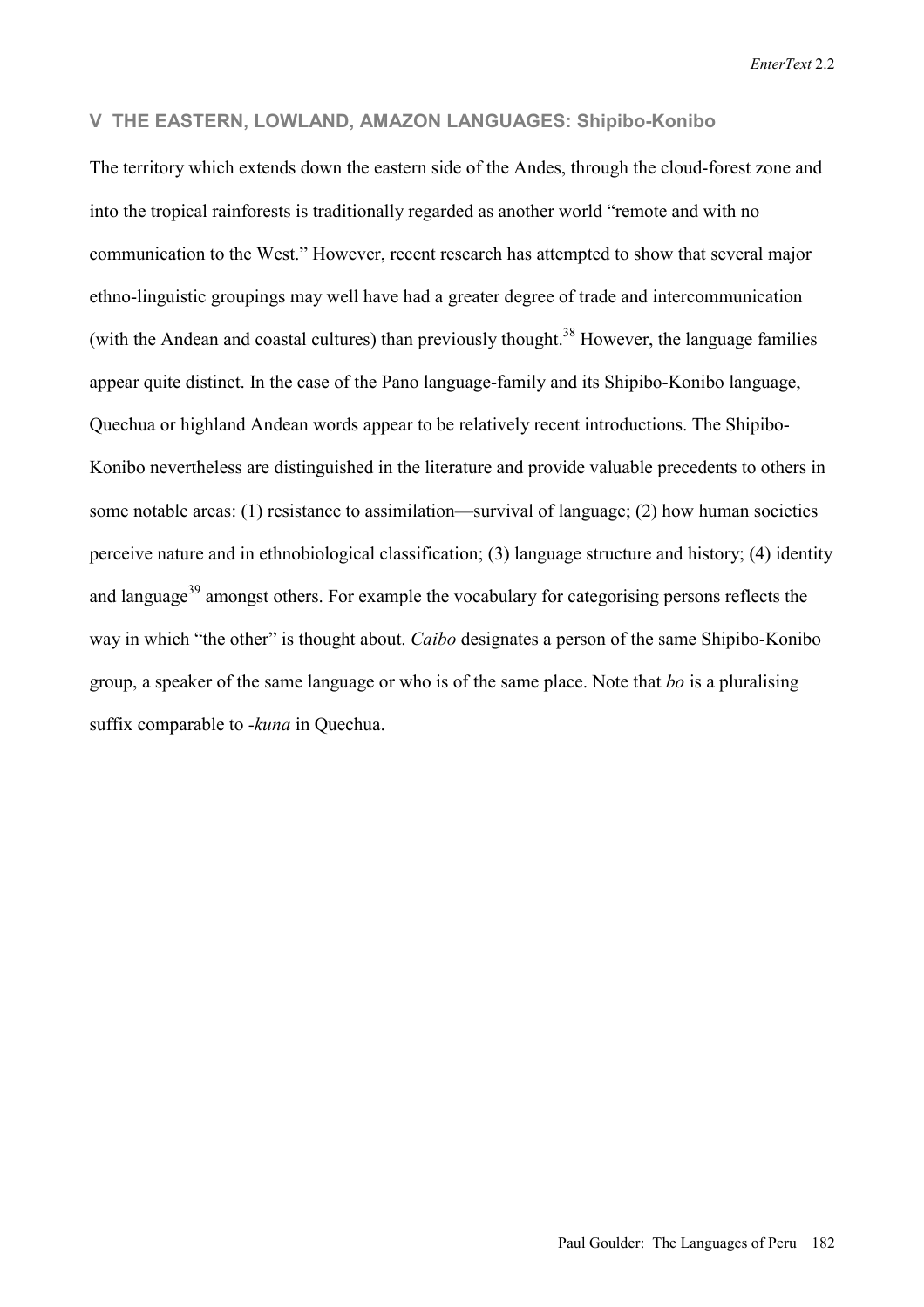## V THE EASTERN, LOWLAND, AMAZON LANGUAGES: Shipibo-Konibo

The territory which extends down the eastern side of the Andes, through the cloud-forest zone and into the tropical rainforests is traditionally regarded as another world "remote and with no communication to the West." However, recent research has attempted to show that several major ethno-linguistic groupings may well have had a greater degree of trade and intercommunication (with the Andean and coastal cultures) than previously thought.[38] However, the language families appear quite distinct. In the case of the Pano language-family and its Shipibo-Konibo language, Quechua or highland Andean words appear to be relatively recent introductions. The Shipibo-Konibo nevertheless are distinguished in the literature and provide valuable precedents to others in some notable areas: (1) resistance to assimilation—survival of language; (2) how human societies perceive nature and in ethnobiological classification; (3) language structure and history; (4) identity and language[39] amongst others. For example the vocabulary for categorising persons reflects the way in which "the other" is thought about. *Caibo* designates a person of the same Shipibo-Konibo group, a speaker of the same language or who is of the same place. Note that *bo* is a pluralising suffix comparable to *-kuna* in Quechua.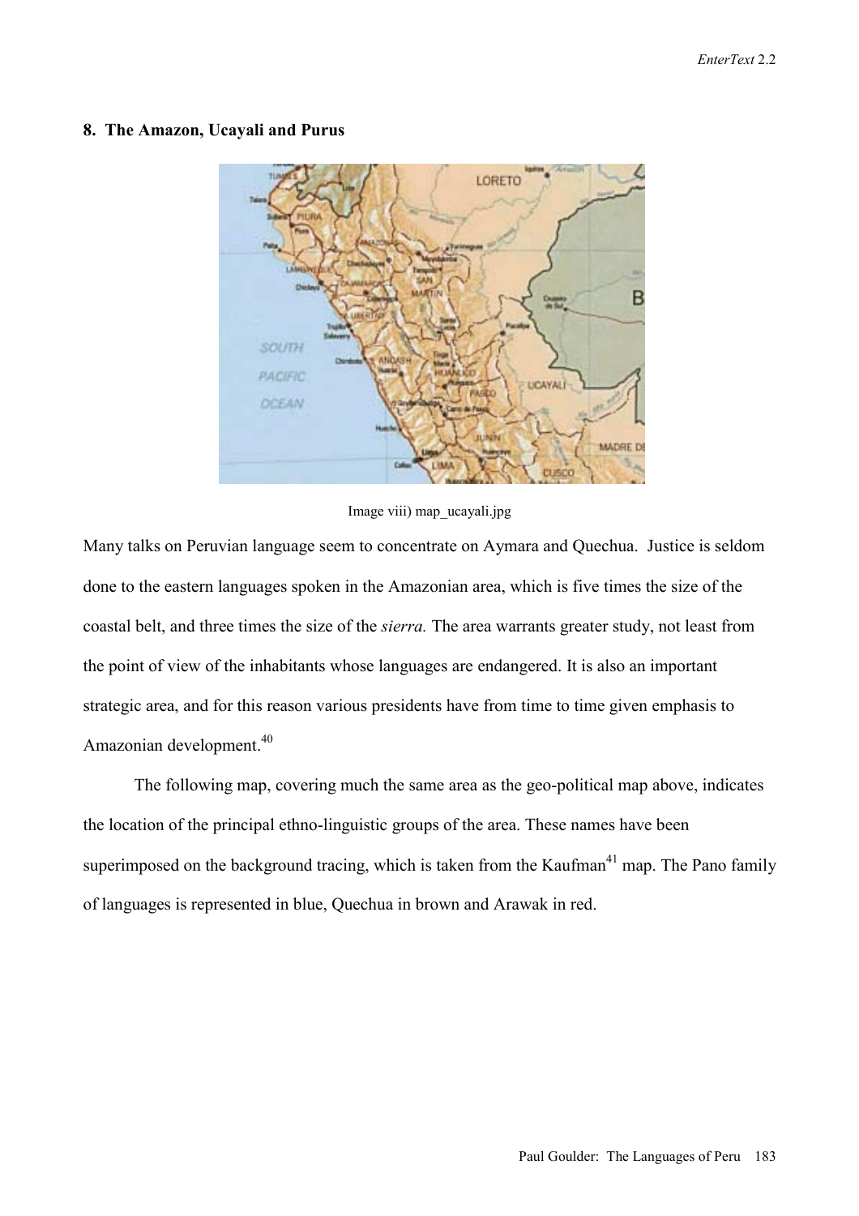## 8. The Amazon, Ucayali and Purus

Image viii) map_ucayali.jpg

Many talks on Peruvian language seem to concentrate on Aymara and Quechua. Justice is seldom done to the eastern languages spoken in the Amazonian area, which is five times the size of the coastal belt, and three times the size of the *sierra.* The area warrants greater study, not least from the point of view of the inhabitants whose languages are endangered. It is also an important strategic area, and for this reason various presidents have from time to time given emphasis to Amazonian development.[40]

The following map, covering much the same area as the geo-political map above, indicates the location of the principal ethno-linguistic groups of the area. These names have been superimposed on the background tracing, which is taken from the Kaufman[41] map. The Pano family of languages is represented in blue, Quechua in brown and Arawak in red.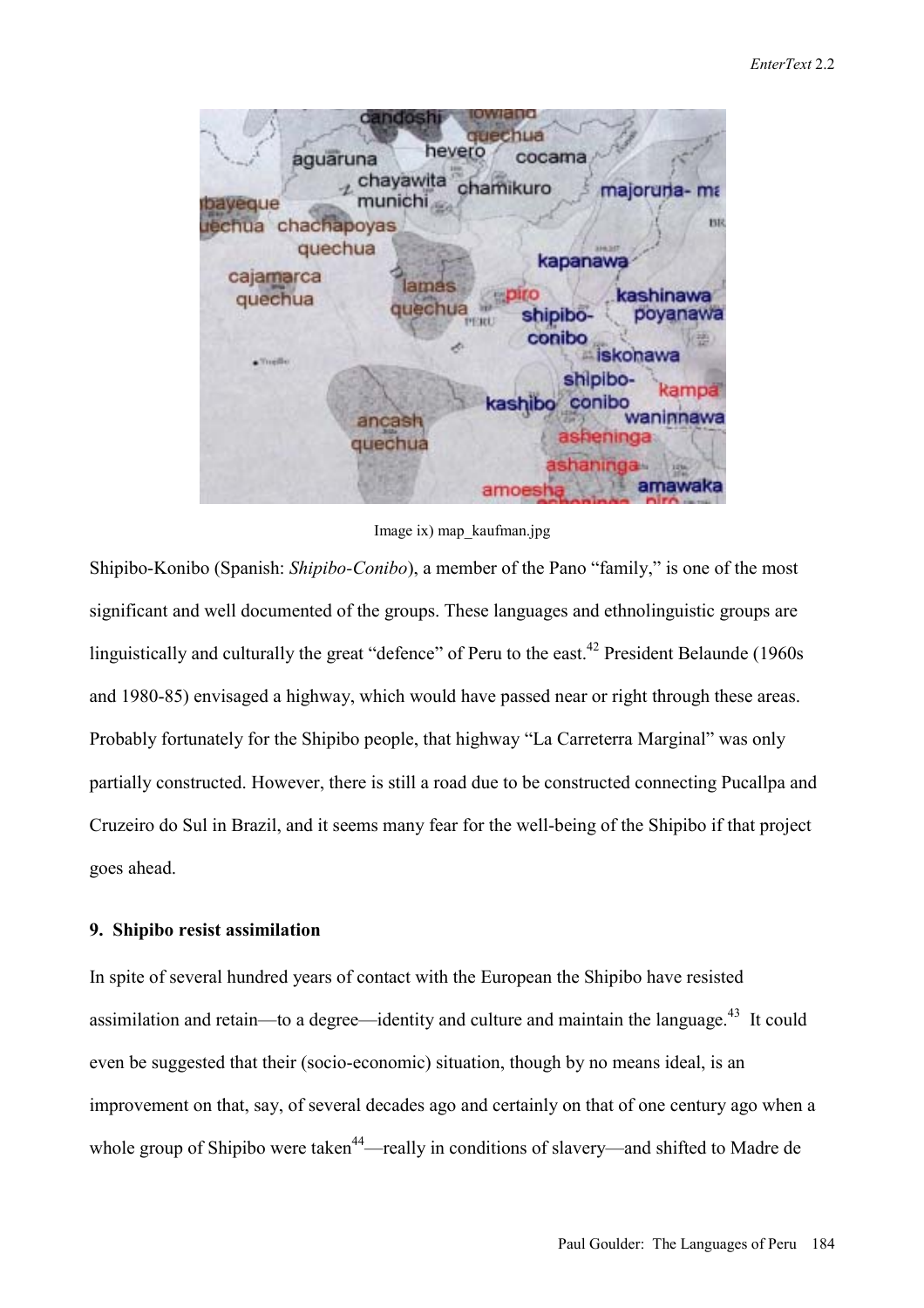Image ix) map_kaufman.jpg

Shipibo-Konibo (Spanish: *Shipibo-Conibo*), a member of the Pano "family," is one of the most significant and well documented of the groups. These languages and ethnolinguistic groups are linguistically and culturally the great "defence" of Peru to the east.[42] President Belaunde (1960s and 1980-85) envisaged a highway, which would have passed near or right through these areas. Probably fortunately for the Shipibo people, that highway "La Carreterra Marginal" was only partially constructed. However, there is still a road due to be constructed connecting Pucallpa and Cruzeiro do Sul in Brazil, and it seems many fear for the well-being of the Shipibo if that project goes ahead.

### 9. Shipibo resist assimilation

In spite of several hundred years of contact with the European the Shipibo have resisted assimilation and retain—to a degree—identity and culture and maintain the language.[43] It could even be suggested that their (socio-economic) situation, though by no means ideal, is an improvement on that, say, of several decades ago and certainly on that of one century ago when a whole group of Shipibo were taken[44]—really in conditions of slavery—and shifted to Madre de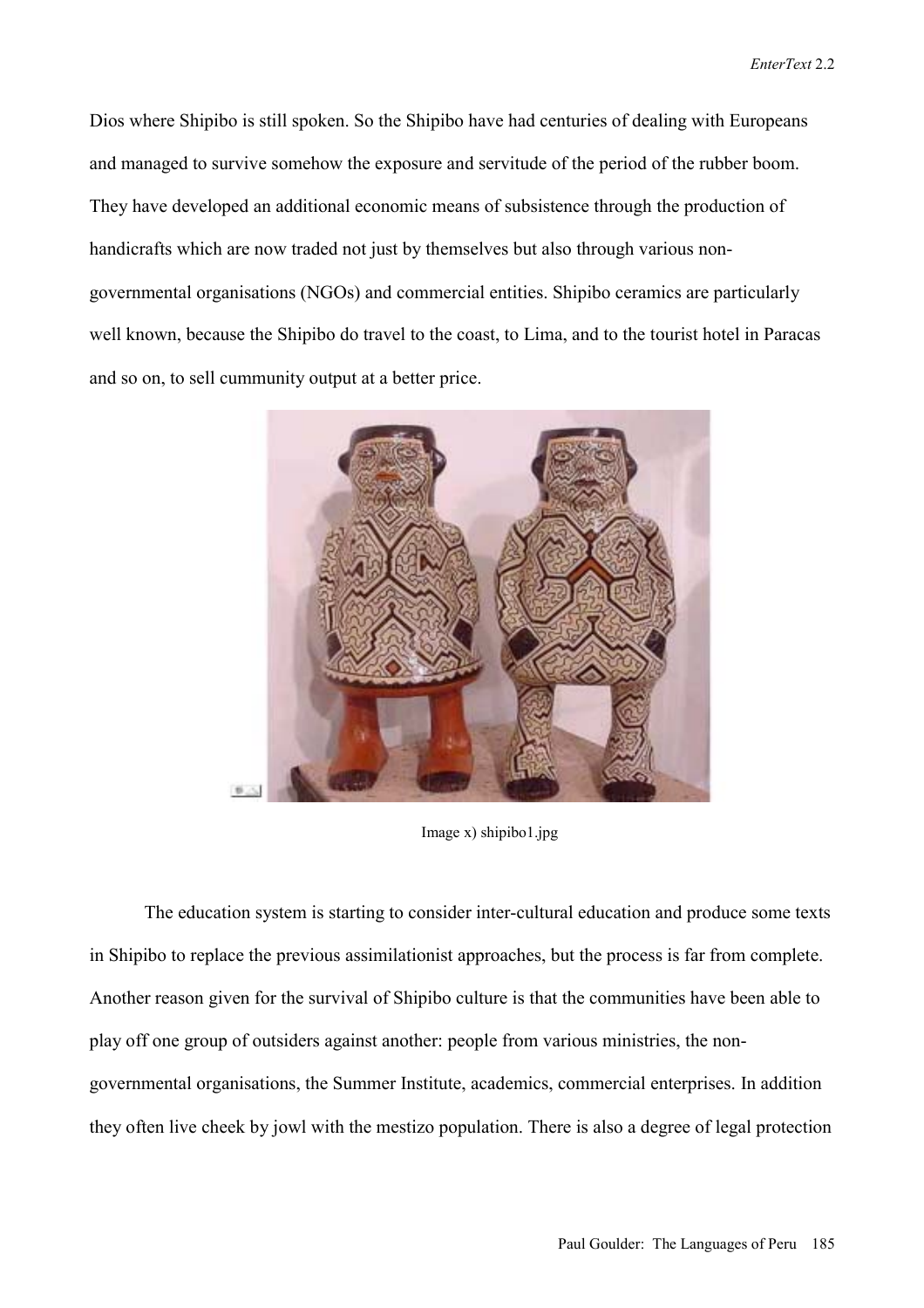Dios where Shipibo is still spoken. So the Shipibo have had centuries of dealing with Europeans and managed to survive somehow the exposure and servitude of the period of the rubber boom. They have developed an additional economic means of subsistence through the production of handicrafts which are now traded not just by themselves but also through various non-governmental organisations (NGOs) and commercial entities. Shipibo ceramics are particularly well known, because the Shipibo do travel to the coast, to Lima, and to the tourist hotel in Paracas and so on, to sell cummunity output at a better price.

Image x) shipibo1.jpg

The education system is starting to consider inter-cultural education and produce some texts in Shipibo to replace the previous assimilationist approaches, but the process is far from complete. Another reason given for the survival of Shipibo culture is that the communities have been able to play off one group of outsiders against another: people from various ministries, the non-governmental organisations, the Summer Institute, academics, commercial enterprises. In addition they often live cheek by jowl with the mestizo population. There is also a degree of legal protection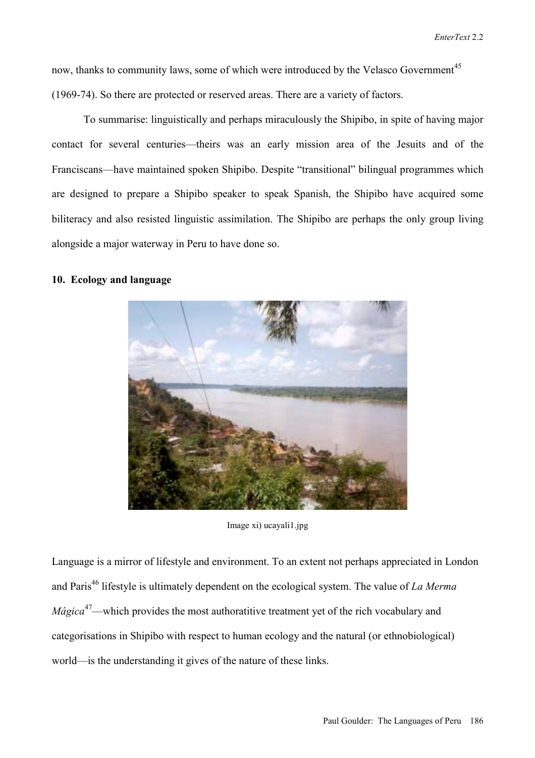now, thanks to community laws, some of which were introduced by the Velasco Government[45] (1969-74). So there are protected or reserved areas. There are a variety of factors.

To summarise: linguistically and perhaps miraculously the Shipibo, in spite of having major contact for several centuries—theirs was an early mission area of the Jesuits and of the Franciscans—have maintained spoken Shipibo. Despite "transitional" bilingual programmes which are designed to prepare a Shipibo speaker to speak Spanish, the Shipibo have acquired some biliteracy and also resisted linguistic assimilation. The Shipibo are perhaps the only group living alongside a major waterway in Peru to have done so.

## 10. Ecology and language

Image xi) ucayali1.jpg

Language is a mirror of lifestyle and environment. To an extent not perhaps appreciated in London and Paris[46] lifestyle is ultimately dependent on the ecological system. The value of *La Merma Mágica*[47]—which provides the most authoratitive treatment yet of the rich vocabulary and categorisations in Shipibo with respect to human ecology and the natural (or ethnobiological) world—is the understanding it gives of the nature of these links.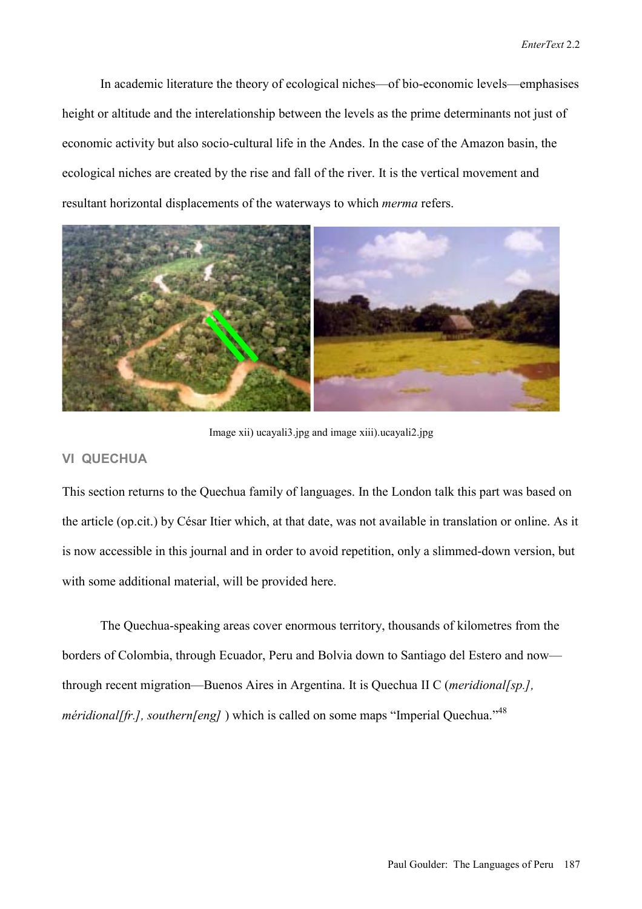In academic literature the theory of ecological niches—of bio-economic levels—emphasises height or altitude and the interelationship between the levels as the prime determinants not just of economic activity but also socio-cultural life in the Andes. In the case of the Amazon basin, the ecological niches are created by the rise and fall of the river. It is the vertical movement and resultant horizontal displacements of the waterways to which *merma* refers.

Image xii) ucayali3.jpg and image xiii).ucayali2.jpg

### VI QUECHUA

This section returns to the Quechua family of languages. In the London talk this part was based on the article (op.cit.) by César Itier which, at that date, was not available in translation or online. As it is now accessible in this journal and in order to avoid repetition, only a slimmed-down version, but with some additional material, will be provided here.

The Quechua-speaking areas cover enormous territory, thousands of kilometres from the borders of Colombia, through Ecuador, Peru and Bolvia down to Santiago del Estero and now—through recent migration—Buenos Aires in Argentina. It is Quechua II C (*meridional[sp.], méridional[fr.], southern[eng]* ) which is called on some maps "Imperial Quechua."[48]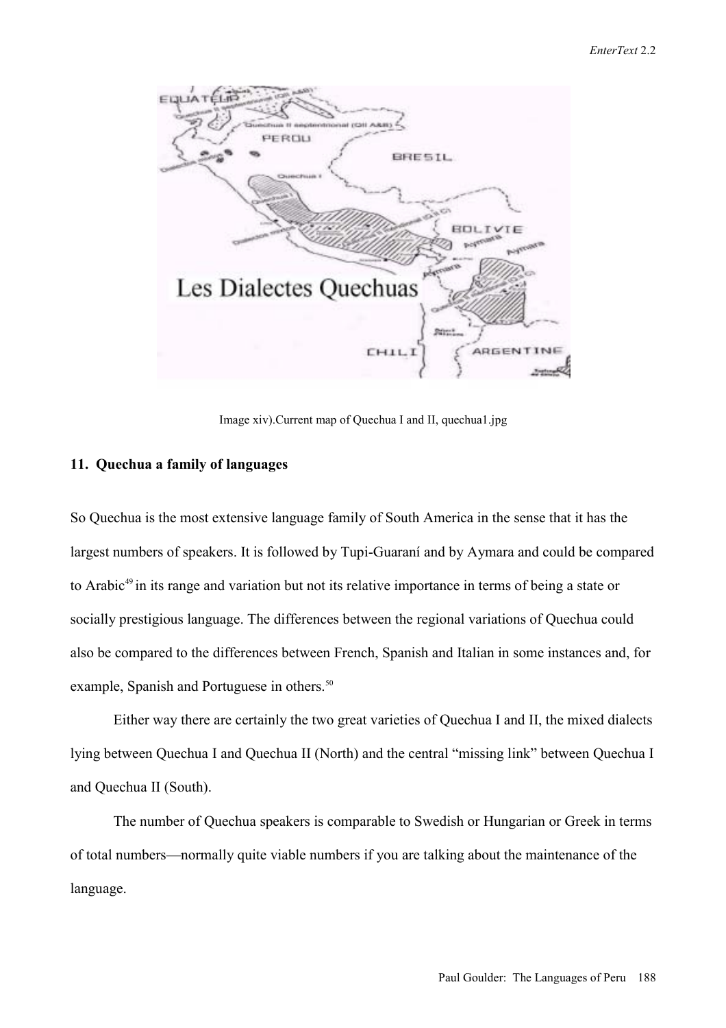Image xiv).Current map of Quechua I and II, quechua1.jpg

### 11. Quechua a family of languages

So Quechua is the most extensive language family of South America in the sense that it has the largest numbers of speakers. It is followed by Tupi-Guaraní and by Aymara and could be compared to Arabic[49] in its range and variation but not its relative importance in terms of being a state or socially prestigious language. The differences between the regional variations of Quechua could also be compared to the differences between French, Spanish and Italian in some instances and, for example, Spanish and Portuguese in others.[50]

Either way there are certainly the two great varieties of Quechua I and II, the mixed dialects lying between Quechua I and Quechua II (North) and the central "missing link" between Quechua I and Quechua II (South).

The number of Quechua speakers is comparable to Swedish or Hungarian or Greek in terms of total numbers—normally quite viable numbers if you are talking about the maintenance of the language.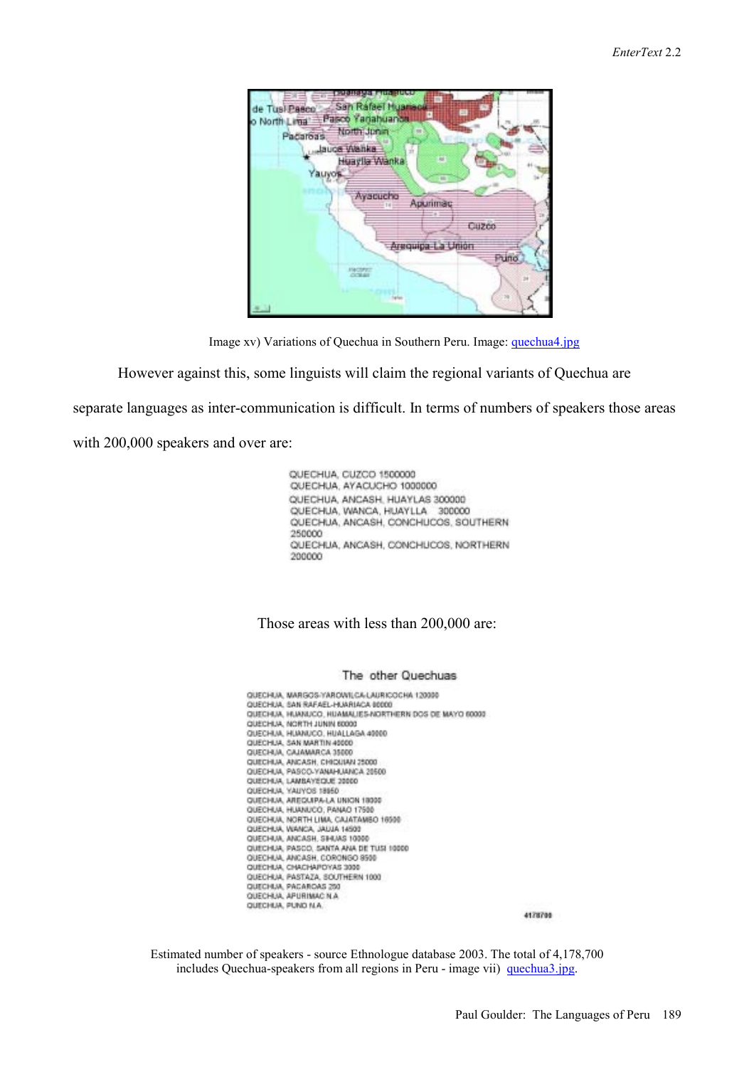Image xv) Variations of Quechua in Southern Peru. Image: quechua4.jpg

However against this, some linguists will claim the regional variants of Quechua are separate languages as inter-communication is difficult. In terms of numbers of speakers those areas with 200,000 speakers and over are:

QUECHUA, CUZCO 1500000
QUECHUA, AYACUCHO 1000000
QUECHUA, ANCASH, HUAYLAS 300000
QUECHUA, WANCA, HUAYLLA 300000
QUECHUA, ANCASH, CONCHUCOS, SOUTHERN 250000
QUECHUA, ANCASH, CONCHUCOS, NORTHERN 200000

Those areas with less than 200,000 are:

The other Quechuas

QUECHUA, MARGOS-YAROWILCA-LAURICOCHA 120000
QUECHUA, SAN RAFAEL-HUARIACA 80000
QUECHUA, HUANUCO, HUAMALIES-NORTHERN DOS DE MAYO 60000
QUECHUA, NORTH JUNIN 60000
QUECHUA, HUANUCO, HUALLAGA 40000
QUECHUA, SAN MARTIN 40000
QUECHUA, CAJAMARCA 35000
QUECHUA, ANCASH, CHIQUIAN 25000
QUECHUA, PASCO-YANAHUANCA 20500
QUECHUA, LAMBAYEQUE 20000
QUECHUA, YAUYOS 18950
QUECHUA, AREQUIPA-LA UNION 18000
QUECHUA, HUANUCO, PANAO 17500
QUECHUA, NORTH LIMA, CAJATAMBO 16500
QUECHUA, WANCA, JAUJA 14500
QUECHUA, ANCASH, SIHUAS 10000
QUECHUA, PASCO, SANTA ANA DE TUSI 10000
QUECHUA, ANCASH, CORONGO 8500
QUECHUA, CHACHAPOYAS 3000
QUECHUA, PASTAZA, SOUTHERN 1000
QUECHUA, PACAROAS 250
QUECHUA, APURIMAC N.A
QUECHUA, PUNO N.A.

4178700

Estimated number of speakers - source Ethnologue database 2003. The total of 4,178,700 includes Quechua-speakers from all regions in Peru - image vii) quechua3.jpg.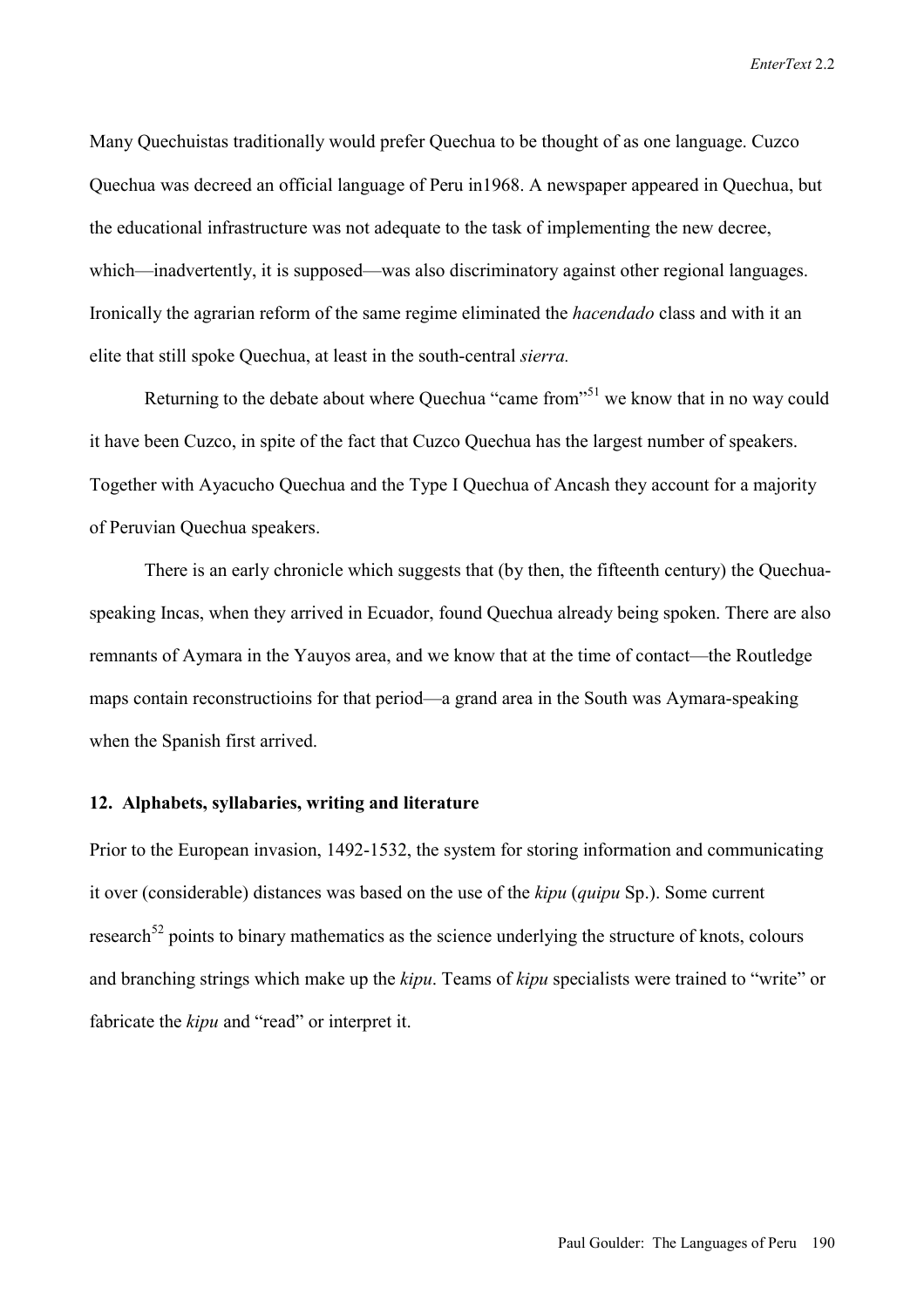Many Quechuistas traditionally would prefer Quechua to be thought of as one language. Cuzco Quechua was decreed an official language of Peru in1968. A newspaper appeared in Quechua, but the educational infrastructure was not adequate to the task of implementing the new decree, which—inadvertently, it is supposed—was also discriminatory against other regional languages. Ironically the agrarian reform of the same regime eliminated the *hacendado* class and with it an elite that still spoke Quechua, at least in the south-central *sierra.*

Returning to the debate about where Quechua "came from"[51] we know that in no way could it have been Cuzco, in spite of the fact that Cuzco Quechua has the largest number of speakers. Together with Ayacucho Quechua and the Type I Quechua of Ancash they account for a majority of Peruvian Quechua speakers.

There is an early chronicle which suggests that (by then, the fifteenth century) the Quechua-speaking Incas, when they arrived in Ecuador, found Quechua already being spoken. There are also remnants of Aymara in the Yauyos area, and we know that at the time of contact—the Routledge maps contain reconstructioins for that period—a grand area in the South was Aymara-speaking when the Spanish first arrived.

## 12. Alphabets, syllabaries, writing and literature

Prior to the European invasion, 1492-1532, the system for storing information and communicating it over (considerable) distances was based on the use of the *kipu* (*quipu* Sp.). Some current research[52] points to binary mathematics as the science underlying the structure of knots, colours and branching strings which make up the *kipu*. Teams of *kipu* specialists were trained to "write" or fabricate the *kipu* and "read" or interpret it.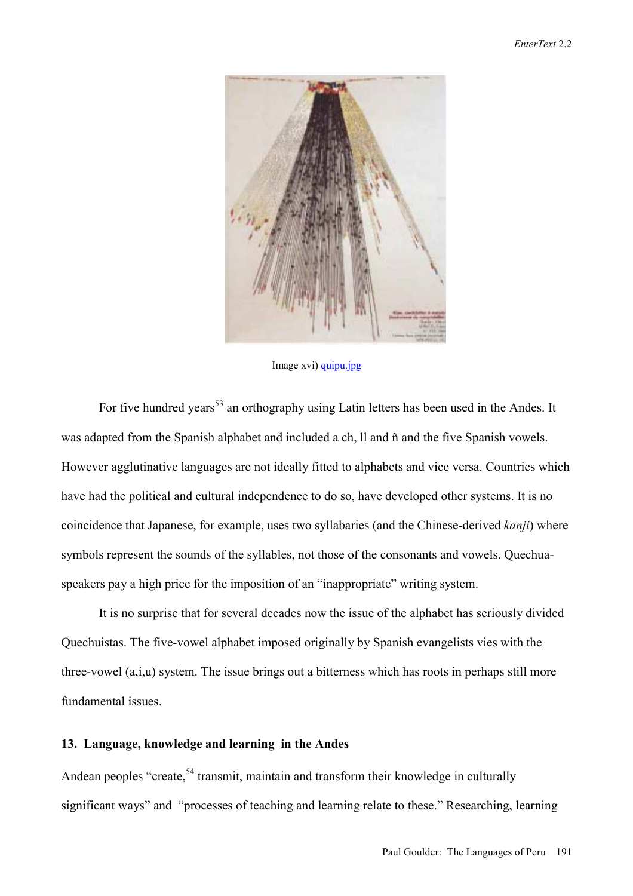Image xvi) quipu.jpg

For five hundred years[53] an orthography using Latin letters has been used in the Andes. It was adapted from the Spanish alphabet and included a ch, ll and ñ and the five Spanish vowels. However agglutinative languages are not ideally fitted to alphabets and vice versa. Countries which have had the political and cultural independence to do so, have developed other systems. It is no coincidence that Japanese, for example, uses two syllabaries (and the Chinese-derived *kanji*) where symbols represent the sounds of the syllables, not those of the consonants and vowels. Quechua-speakers pay a high price for the imposition of an "inappropriate" writing system.

It is no surprise that for several decades now the issue of the alphabet has seriously divided Quechuistas. The five-vowel alphabet imposed originally by Spanish evangelists vies with the three-vowel (a,i,u) system. The issue brings out a bitterness which has roots in perhaps still more fundamental issues.

### 13. Language, knowledge and learning in the Andes

Andean peoples "create,[54] transmit, maintain and transform their knowledge in culturally significant ways" and "processes of teaching and learning relate to these." Researching, learning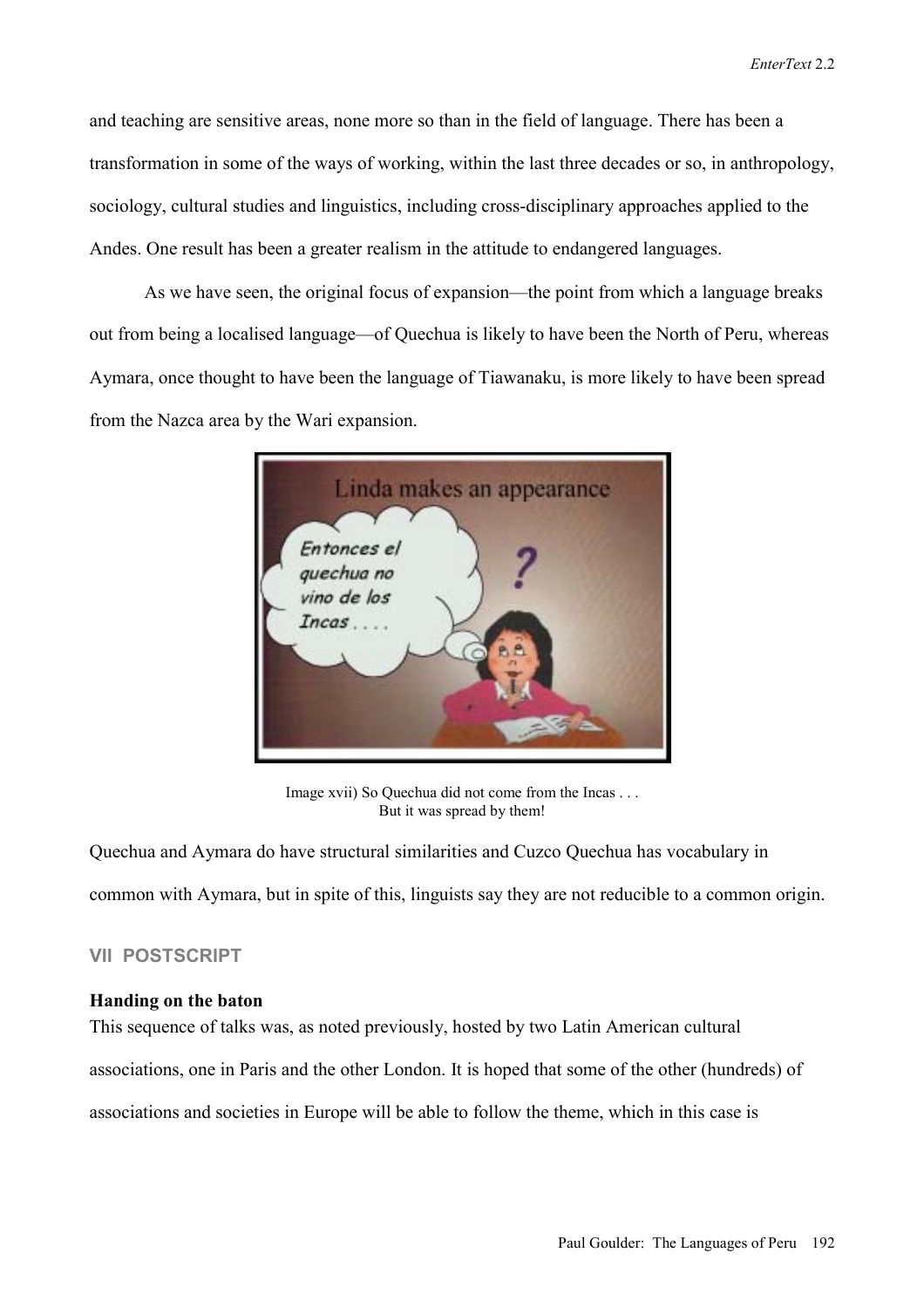and teaching are sensitive areas, none more so than in the field of language. There has been a transformation in some of the ways of working, within the last three decades or so, in anthropology, sociology, cultural studies and linguistics, including cross-disciplinary approaches applied to the Andes. One result has been a greater realism in the attitude to endangered languages.

As we have seen, the original focus of expansion—the point from which a language breaks out from being a localised language—of Quechua is likely to have been the North of Peru, whereas Aymara, once thought to have been the language of Tiawanaku, is more likely to have been spread from the Nazca area by the Wari expansion.

Image xvii) So Quechua did not come from the Incas . . .
But it was spread by them!

Quechua and Aymara do have structural similarities and Cuzco Quechua has vocabulary in common with Aymara, but in spite of this, linguists say they are not reducible to a common origin.

## VII POSTSCRIPT

### Handing on the baton

This sequence of talks was, as noted previously, hosted by two Latin American cultural associations, one in Paris and the other London. It is hoped that some of the other (hundreds) of associations and societies in Europe will be able to follow the theme, which in this case is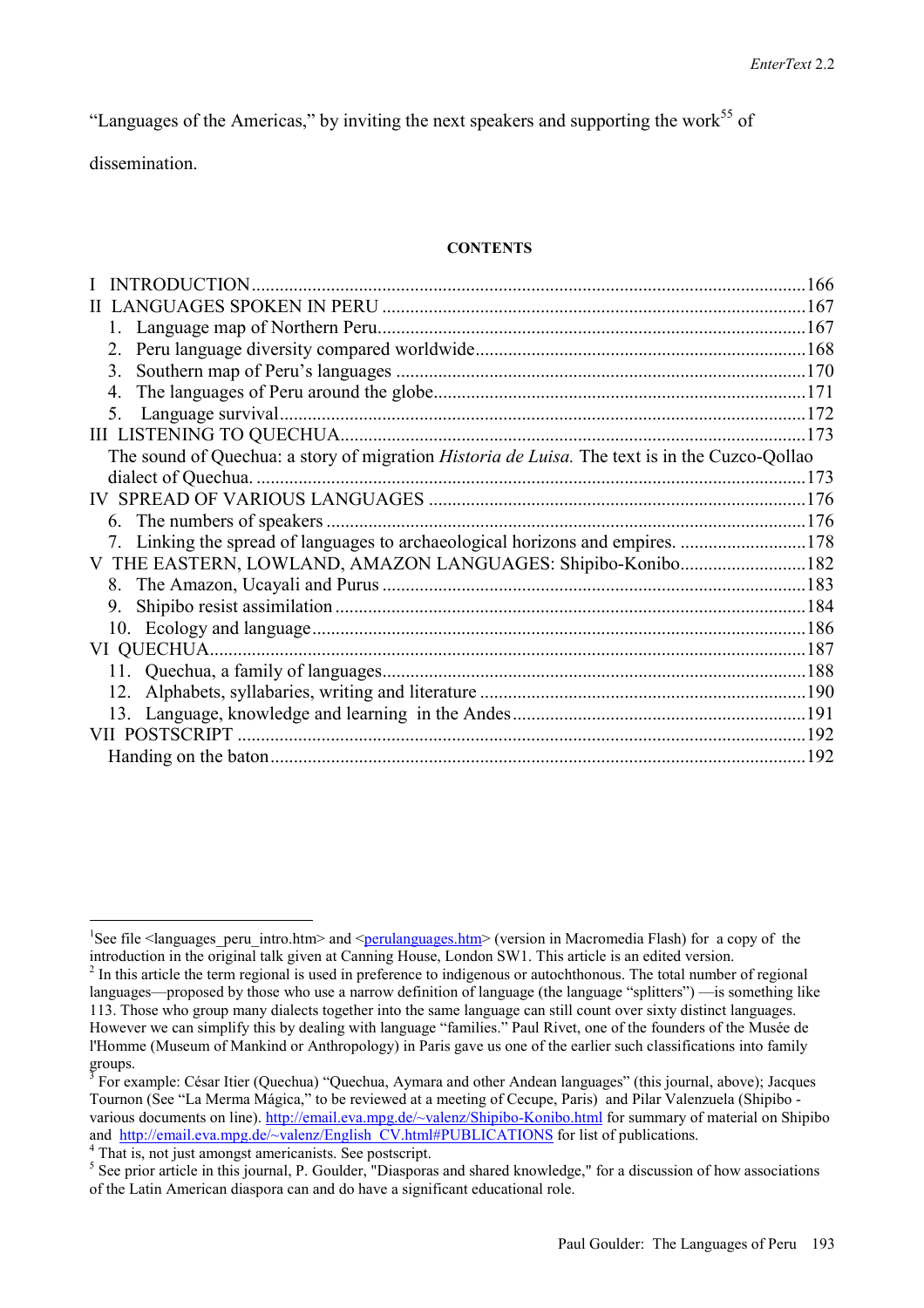"Languages of the Americas," by inviting the next speakers and supporting the work[55] of dissemination.

**CONTENTS**

I INTRODUCTION .....166
II LANGUAGES SPOKEN IN PERU .....167
1. Language map of Northern Peru .....167
2. Peru language diversity compared worldwide .....168
3. Southern map of Peru's languages .....170
4. The languages of Peru around the globe .....171
5. Language survival .....172
III LISTENING TO QUECHUA .....173
The sound of Quechua: a story of migration *Historia de Luisa.* The text is in the Cuzco-Qollao dialect of Quechua. .....173
IV SPREAD OF VARIOUS LANGUAGES .....176
6. The numbers of speakers .....176
7. Linking the spread of languages to archaeological horizons and empires. .....178
V THE EASTERN, LOWLAND, AMAZON LANGUAGES: Shipibo-Konibo .....182
8. The Amazon, Ucayali and Purus .....183
9. Shipibo resist assimilation .....184
10. Ecology and language .....186
VI QUECHUA .....187
11. Quechua, a family of languages .....188
12. Alphabets, syllabaries, writing and literature .....190
13. Language, knowledge and learning in the Andes .....191
VII POSTSCRIPT .....192
Handing on the baton .....192

---

[1]See file <languages_peru_intro.htm> and <perulanguages.htm> (version in Macromedia Flash) for a copy of the introduction in the original talk given at Canning House, London SW1. This article is an edited version.

[2] In this article the term regional is used in preference to indigenous or autochthonous. The total number of regional languages—proposed by those who use a narrow definition of language (the language "splitters") —is something like 113. Those who group many dialects together into the same language can still count over sixty distinct languages. However we can simplify this by dealing with language "families." Paul Rivet, one of the founders of the Musée de l'Homme (Museum of Mankind or Anthropology) in Paris gave us one of the earlier such classifications into family groups.

[3] For example: César Itier (Quechua) "Quechua, Aymara and other Andean languages" (this journal, above); Jacques Tournon (See "La Merma Mágica," to be reviewed at a meeting of Cecupe, Paris) and Pilar Valenzuela (Shipibo - various documents on line). http://email.eva.mpg.de/~valenz/Shipibo-Konibo.html for summary of material on Shipibo and http://email.eva.mpg.de/~valenz/English_CV.html#PUBLICATIONS for list of publications.

[4] That is, not just amongst americanists. See postscript.

[5] See prior article in this journal, P. Goulder, "Diasporas and shared knowledge," for a discussion of how associations of the Latin American diaspora can and do have a significant educational role.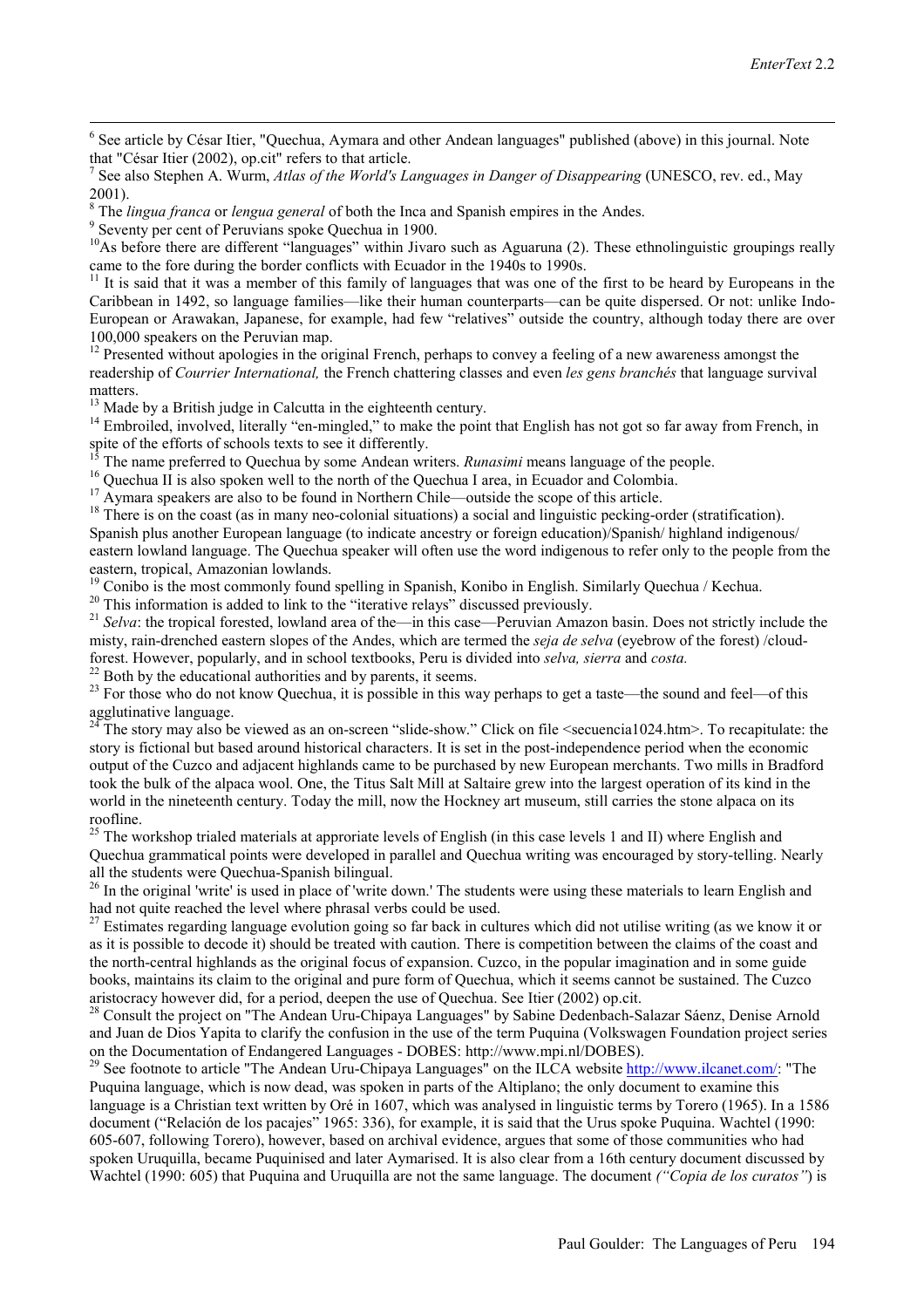[6] See article by César Itier, "Quechua, Aymara and other Andean languages" published (above) in this journal. Note that "César Itier (2002), op.cit" refers to that article.

[7] See also Stephen A. Wurm, *Atlas of the World's Languages in Danger of Disappearing* (UNESCO, rev. ed., May 2001).

[8] The *lingua franca* or *lengua general* of both the Inca and Spanish empires in the Andes.

[9] Seventy per cent of Peruvians spoke Quechua in 1900.

[10] As before there are different "languages" within Jivaro such as Aguaruna (2). These ethnolinguistic groupings really came to the fore during the border conflicts with Ecuador in the 1940s to 1990s.

[11] It is said that it was a member of this family of languages that was one of the first to be heard by Europeans in the Caribbean in 1492, so language families—like their human counterparts—can be quite dispersed. Or not: unlike Indo-European or Arawakan, Japanese, for example, had few "relatives" outside the country, although today there are over 100,000 speakers on the Peruvian map.

[12] Presented without apologies in the original French, perhaps to convey a feeling of a new awareness amongst the readership of *Courrier International,* the French chattering classes and even *les gens branchés* that language survival matters.

[13] Made by a British judge in Calcutta in the eighteenth century.

[14] Embroiled, involved, literally "en-mingled," to make the point that English has not got so far away from French, in spite of the efforts of schools texts to see it differently.

[15] The name preferred to Quechua by some Andean writers. *Runasimi* means language of the people.

[16] Quechua II is also spoken well to the north of the Quechua I area, in Ecuador and Colombia.

[17] Aymara speakers are also to be found in Northern Chile—outside the scope of this article.

[18] There is on the coast (as in many neo-colonial situations) a social and linguistic pecking-order (stratification). Spanish plus another European language (to indicate ancestry or foreign education)/Spanish/ highland indigenous/ eastern lowland language. The Quechua speaker will often use the word indigenous to refer only to the people from the eastern, tropical, Amazonian lowlands.

[19] Conibo is the most commonly found spelling in Spanish, Konibo in English. Similarly Quechua / Kechua.

[20] This information is added to link to the "iterative relays" discussed previously.

[21] *Selva*: the tropical forested, lowland area of the—in this case—Peruvian Amazon basin. Does not strictly include the misty, rain-drenched eastern slopes of the Andes, which are termed the *seja de selva* (eyebrow of the forest) /cloud-forest. However, popularly, and in school textbooks, Peru is divided into *selva, sierra* and *costa.*

[22] Both by the educational authorities and by parents, it seems.

[23] For those who do not know Quechua, it is possible in this way perhaps to get a taste—the sound and feel—of this agglutinative language.

[24] The story may also be viewed as an on-screen "slide-show." Click on file <secuencia1024.htm>. To recapitulate: the story is fictional but based around historical characters. It is set in the post-independence period when the economic output of the Cuzco and adjacent highlands came to be purchased by new European merchants. Two mills in Bradford took the bulk of the alpaca wool. One, the Titus Salt Mill at Saltaire grew into the largest operation of its kind in the world in the nineteenth century. Today the mill, now the Hockney art museum, still carries the stone alpaca on its roofline.

[25] The workshop trialed materials at approriate levels of English (in this case levels 1 and II) where English and Quechua grammatical points were developed in parallel and Quechua writing was encouraged by story-telling. Nearly all the students were Quechua-Spanish bilingual.

[26] In the original 'write' is used in place of 'write down.' The students were using these materials to learn English and had not quite reached the level where phrasal verbs could be used.

[27] Estimates regarding language evolution going so far back in cultures which did not utilise writing (as we know it or as it is possible to decode it) should be treated with caution. There is competition between the claims of the coast and the north-central highlands as the original focus of expansion. Cuzco, in the popular imagination and in some guide books, maintains its claim to the original and pure form of Quechua, which it seems cannot be sustained. The Cuzco aristocracy however did, for a period, deepen the use of Quechua. See Itier (2002) op.cit.

[28] Consult the project on "The Andean Uru-Chipaya Languages" by Sabine Dedenbach-Salazar Sáenz, Denise Arnold and Juan de Dios Yapita to clarify the confusion in the use of the term Puquina (Volkswagen Foundation project series on the Documentation of Endangered Languages - DOBES: http://www.mpi.nl/DOBES).

[29] See footnote to article "The Andean Uru-Chipaya Languages" on the ILCA website http://www.ilcanet.com/: "The Puquina language, which is now dead, was spoken in parts of the Altiplano; the only document to examine this language is a Christian text written by Oré in 1607, which was analysed in linguistic terms by Torero (1965). In a 1586 document ("Relación de los pacajes" 1965: 336), for example, it is said that the Urus spoke Puquina. Wachtel (1990: 605-607, following Torero), however, based on archival evidence, argues that some of those communities who had spoken Uruquilla, became Puquinised and later Aymarised. It is also clear from a 16th century document discussed by Wachtel (1990: 605) that Puquina and Uruquilla are not the same language. The document *("Copia de los curatos")* is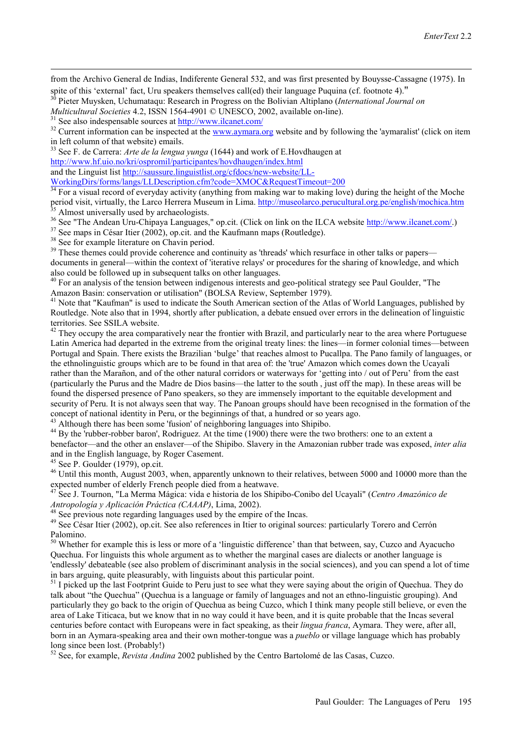from the Archivo General de Indias, Indiferente General 532, and was first presented by Bouysse-Cassagne (1975). In spite of this 'external' fact, Uru speakers themselves call(ed) their language Puquina (cf. footnote 4)."

[30] Pieter Muysken, Uchumataqu: Research in Progress on the Bolivian Altiplano (*International Journal on Multicultural Societies* 4.2, ISSN 1564-4901 © UNESCO, 2002, available on-line).

[31] See also indespensable sources at http://www.ilcanet.com/

[32] Current information can be inspected at the www.aymara.org website and by following the 'aymaralist' (click on item in left column of that website) emails.

[33] See F. de Carrera: *Arte de la lengua yunga* (1644) and work of E.Hovdhaugen at http://www.hf.uio.no/kri/ospromil/participantes/hovdhaugen/index.html and the Linguist list http://saussure.linguistlist.org/cfdocs/new-website/LL-WorkingDirs/forms/langs/LLDescription.cfm?code=XMOC&RequestTimeout=200

[34] For a visual record of everyday activity (anything from making war to making love) during the height of the Moche period visit, virtually, the Larco Herrera Museum in Lima. http://museolarco.perucultural.org.pe/english/mochica.htm

[35] Almost universally used by archaeologists.

[36] See "The Andean Uru-Chipaya Languages," op.cit. (Click on link on the ILCA website http://www.ilcanet.com/.)

[37] See maps in César Itier (2002), op.cit. and the Kaufmann maps (Routledge).

[38] See for example literature on Chavin period.

[39] These themes could provide coherence and continuity as 'threads' which resurface in other talks or papers—documents in general—within the context of 'iterative relays' or procedures for the sharing of knowledge, and which also could be followed up in subsequent talks on other languages.

[40] For an analysis of the tension between indigenous interests and geo-political strategy see Paul Goulder, "The Amazon Basin: conservation or utilisation" (BOLSA Review, September 1979).

[41] Note that "Kaufman" is used to indicate the South American section of the Atlas of World Languages, published by Routledge. Note also that in 1994, shortly after publication, a debate ensued over errors in the delineation of linguistic territories. See SSILA website.

[42] They occupy the area comparatively near the frontier with Brazil, and particularly near to the area where Portuguese Latin America had departed in the extreme from the original treaty lines: the lines—in former colonial times—between Portugal and Spain. There exists the Brazilian 'bulge' that reaches almost to Pucallpa. The Pano family of languages, or the ethnolinguistic groups which are to be found in that area of: the 'true' Amazon which comes down the Ucayali rather than the Marañon, and of the other natural corridors or waterways for 'getting into / out of Peru' from the east (particularly the Purus and the Madre de Dios basins—the latter to the south , just off the map). In these areas will be found the dispersed presence of Pano speakers, so they are immensely important to the equitable development and security of Peru. It is not always seen that way. The Panoan groups should have been recognised in the formation of the concept of national identity in Peru, or the beginnings of that, a hundred or so years ago.

[43] Although there has been some 'fusion' of neighboring languages into Shipibo.

[44] By the 'rubber-robber baron', Rodriguez. At the time (1900) there were the two brothers: one to an extent a benefactor—and the other an enslaver—of the Shipibo. Slavery in the Amazonian rubber trade was exposed, *inter alia* and in the English language, by Roger Casement.

[45] See P. Goulder (1979), op.cit.

[46] Until this month, August 2003, when, apparently unknown to their relatives, between 5000 and 10000 more than the expected number of elderly French people died from a heatwave.

[47] See J. Tournon, "La Merma Mágica: vida e historia de los Shipibo-Conibo del Ucayali" (*Centro Amazónico de Antropología y Aplicación Práctica (CAAAP)*, Lima, 2002).

[48] See previous note regarding languages used by the empire of the Incas.

[49] See César Itier (2002), op.cit. See also references in Itier to original sources: particularly Torero and Cerrón Palomino.

[50] Whether for example this is less or more of a 'linguistic difference' than that between, say, Cuzco and Ayacucho Quechua. For linguists this whole argument as to whether the marginal cases are dialects or another language is 'endlessly' debateable (see also problem of discriminant analysis in the social sciences), and you can spend a lot of time in bars arguing, quite pleasurably, with linguists about this particular point.

[51] I picked up the last Footprint Guide to Peru just to see what they were saying about the origin of Quechua. They do talk about "the Quechua" (Quechua is a language or family of languages and not an ethno-linguistic grouping). And particularly they go back to the origin of Quechua as being Cuzco, which I think many people still believe, or even the area of Lake Titicaca, but we know that in no way could it have been, and it is quite probable that the Incas several centuries before contact with Europeans were in fact speaking, as their *lingua franca*, Aymara. They were, after all, born in an Aymara-speaking area and their own mother-tongue was a *pueblo* or village language which has probably long since been lost. (Probably!)

[52] See, for example, *Revista Andina* 2002 published by the Centro Bartolomé de las Casas, Cuzco.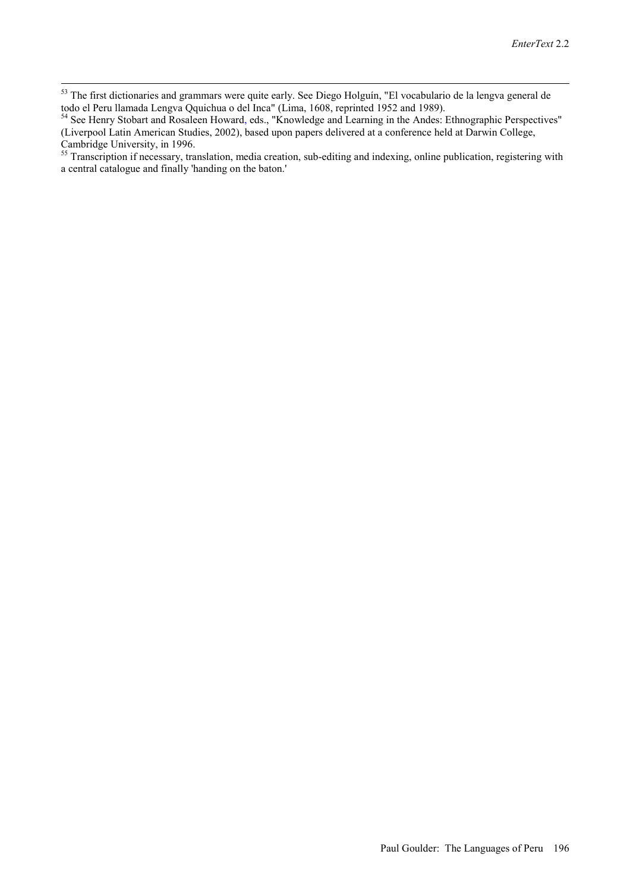[53] The first dictionaries and grammars were quite early. See Diego Holguín, "El vocabulario de la lengva general de todo el Peru llamada Lengva Qquichua o del Inca" (Lima, 1608, reprinted 1952 and 1989).

[54] See Henry Stobart and Rosaleen Howard, eds., "Knowledge and Learning in the Andes: Ethnographic Perspectives" (Liverpool Latin American Studies, 2002), based upon papers delivered at a conference held at Darwin College, Cambridge University, in 1996.

[55] Transcription if necessary, translation, media creation, sub-editing and indexing, online publication, registering with a central catalogue and finally 'handing on the baton.'